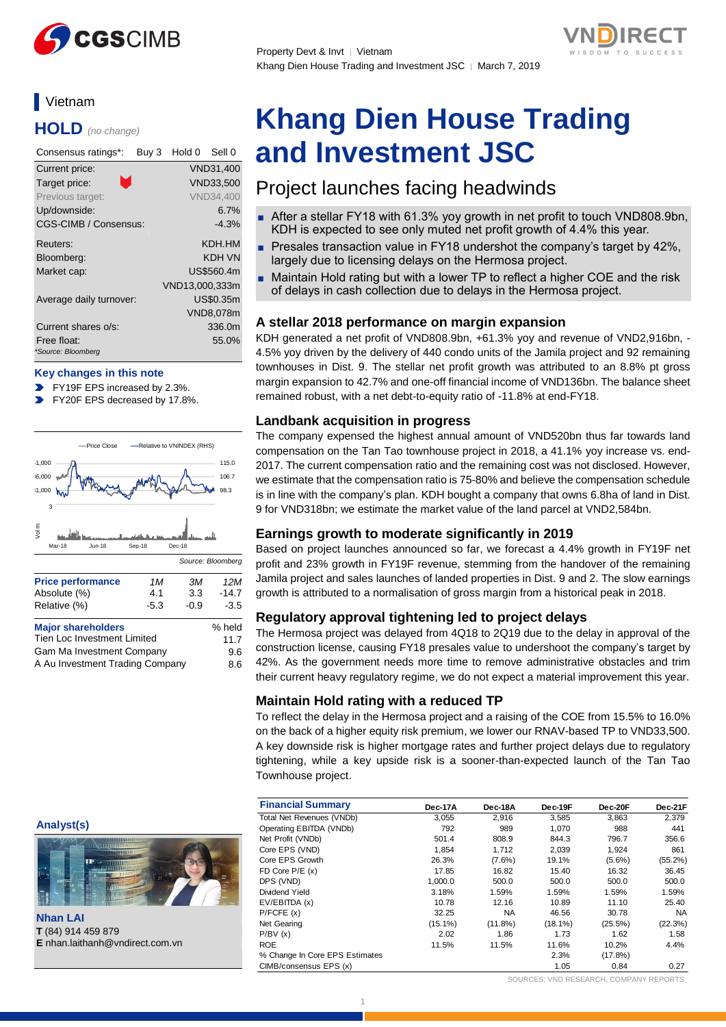Property Devt & Invt | Vietnam
Khang Dien House Trading and Investment JSC | March 7, 2019

# Khang Dien House Trading and Investment JSC

## Project launches facing headwinds

- After a stellar FY18 with 61.3% yoy growth in net profit to touch VND808.9bn, KDH is expected to see only muted net profit growth of 4.4% this year.
- Presales transaction value in FY18 undershot the company's target by 42%, largely due to licensing delays on the Hermosa project.
- Maintain Hold rating but with a lower TP to reflect a higher COE and the risk of delays in cash collection due to delays in the Hermosa project.

### A stellar 2018 performance on margin expansion

KDH generated a net profit of VND808.9bn, +61.3% yoy and revenue of VND2,916bn, -4.5% yoy driven by the delivery of 440 condo units of the Jamila project and 92 remaining townhouses in Dist. 9. The stellar net profit growth was attributed to an 8.8% pt gross margin expansion to 42.7% and one-off financial income of VND136bn. The balance sheet remained robust, with a net debt-to-equity ratio of -11.8% at end-FY18.

### Landbank acquisition in progress

The company expensed the highest annual amount of VND520bn thus far towards land compensation on the Tan Tao townhouse project in 2018, a 41.1% yoy increase vs. end-2017. The current compensation ratio and the remaining cost was not disclosed. However, we estimate that the compensation ratio is 75-80% and believe the compensation schedule is in line with the company's plan. KDH bought a company that owns 6.8ha of land in Dist. 9 for VND318bn; we estimate the market value of the land parcel at VND2,584bn.

### Earnings growth to moderate significantly in 2019

Based on project launches announced so far, we forecast a 4.4% growth in FY19F net profit and 23% growth in FY19F revenue, stemming from the handover of the remaining Jamila project and sales launches of landed properties in Dist. 9 and 2. The slow earnings growth is attributed to a normalisation of gross margin from a historical peak in 2018.

### Regulatory approval tightening led to project delays

The Hermosa project was delayed from 4Q18 to 2Q19 due to the delay in approval of the construction license, causing FY18 presales value to undershoot the company's target by 42%. As the government needs more time to remove administrative obstacles and trim their current heavy regulatory regime, we do not expect a material improvement this year.

### Maintain Hold rating with a reduced TP

To reflect the delay in the Hermosa project and a raising of the COE from 15.5% to 16.0% on the back of a higher equity risk premium, we lower our RNAV-based TP to VND33,500. A key downside risk is higher mortgage rates and further project delays due to regulatory tightening, while a key upside risk is a sooner-than-expected launch of the Tan Tao Townhouse project.

## Vietnam

**HOLD** *(no change)*

| Consensus ratings*: | Buy 3 Hold 0 Sell 0 |
|---|---|
| Current price: | VND31,400 |
| Target price: | VND33,500 |
| Previous target: | VND34,400 |
| Up/downside: | 6.7% |
| CGS-CIMB / Consensus: | -4.3% |
| Reuters: | KDH.HM |
| Bloomberg: | KDH VN |
| Market cap: | US$560.4m |
| | VND13,000,333m |
| Average daily turnover: | US$0.35m |
| | VND8,078m |
| Current shares o/s: | 336.0m |
| Free float: | 55.0% |

*Source: Bloomberg

**Key changes in this note**

- FY19F EPS increased by 2.3%.
- FY20F EPS decreased by 17.8%.

Source: Bloomberg

| Price performance | 1M | 3M | 12M |
|---|---|---|---|
| Absolute (%) | 4.1 | 3.3 | -14.7 |
| Relative (%) | -5.3 | -0.9 | -3.5 |

| Major shareholders | % held |
|---|---|
| Tien Loc Investment Limited | 11.7 |
| Gam Ma Investment Company | 9.6 |
| A Au Investment Trading Company | 8.6 |

**Analyst(s)**

**Nhan LAI**
**T** (84) 914 459 879
**E** nhan.laithanh@vndirect.com.vn

| Financial Summary | Dec-17A | Dec-18A | Dec-19F | Dec-20F | Dec-21F |
|---|---|---|---|---|---|
| Total Net Revenues (VNDb) | 3,055 | 2,916 | 3,585 | 3,863 | 2,379 |
| Operating EBITDA (VNDb) | 792 | 989 | 1,070 | 988 | 441 |
| Net Profit (VNDb) | 501.4 | 808.9 | 844.3 | 796.7 | 356.6 |
| Core EPS (VND) | 1,854 | 1,712 | 2,039 | 1,924 | 861 |
| Core EPS Growth | 26.3% | (7.6%) | 19.1% | (5.6%) | (55.2%) |
| FD Core P/E (x) | 17.85 | 16.82 | 15.40 | 16.32 | 36.45 |
| DPS (VND) | 1,000.0 | 500.0 | 500.0 | 500.0 | 500.0 |
| Dividend Yield | 3.18% | 1.59% | 1.59% | 1.59% | 1.59% |
| EV/EBITDA (x) | 10.78 | 12.16 | 10.89 | 11.10 | 25.40 |
| P/FCFE (x) | 32.25 | NA | 46.56 | 30.78 | NA |
| Net Gearing | (15.1%) | (11.8%) | (18.1%) | (25.5%) | (22.3%) |
| P/BV (x) | 2.02 | 1.86 | 1.73 | 1.62 | 1.58 |
| ROE | 11.5% | 11.5% | 11.6% | 10.2% | 4.4% |
| % Change In Core EPS Estimates | | | 2.3% | (17.8%) | |
| CIMB/consensus EPS (x) | | | 1.05 | 0.84 | 0.27 |

SOURCES: VND RESEARCH, COMPANY REPORTS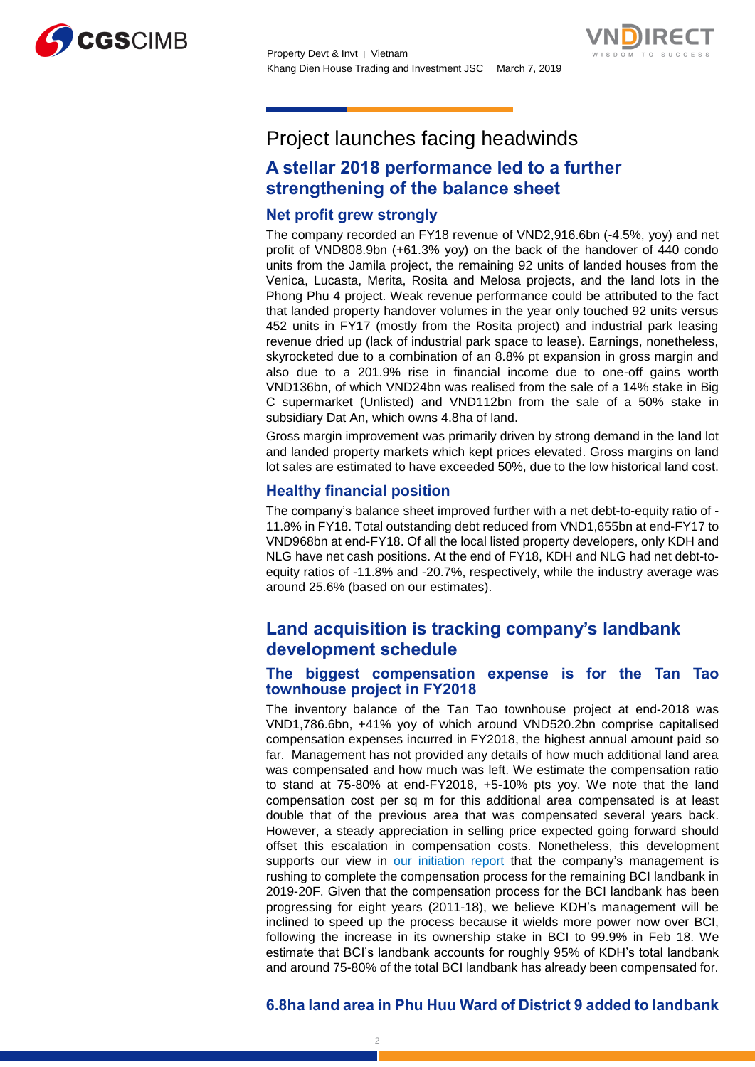# Project launches facing headwinds

## A stellar 2018 performance led to a further strengthening of the balance sheet

### Net profit grew strongly

The company recorded an FY18 revenue of VND2,916.6bn (-4.5%, yoy) and net profit of VND808.9bn (+61.3% yoy) on the back of the handover of 440 condo units from the Jamila project, the remaining 92 units of landed houses from the Venica, Lucasta, Merita, Rosita and Melosa projects, and the land lots in the Phong Phu 4 project. Weak revenue performance could be attributed to the fact that landed property handover volumes in the year only touched 92 units versus 452 units in FY17 (mostly from the Rosita project) and industrial park leasing revenue dried up (lack of industrial park space to lease). Earnings, nonetheless, skyrocketed due to a combination of an 8.8% pt expansion in gross margin and also due to a 201.9% rise in financial income due to one-off gains worth VND136bn, of which VND24bn was realised from the sale of a 14% stake in Big C supermarket (Unlisted) and VND112bn from the sale of a 50% stake in subsidiary Dat An, which owns 4.8ha of land.

Gross margin improvement was primarily driven by strong demand in the land lot and landed property markets which kept prices elevated. Gross margins on land lot sales are estimated to have exceeded 50%, due to the low historical land cost.

### Healthy financial position

The company's balance sheet improved further with a net debt-to-equity ratio of -11.8% in FY18. Total outstanding debt reduced from VND1,655bn at end-FY17 to VND968bn at end-FY18. Of all the local listed property developers, only KDH and NLG have net cash positions. At the end of FY18, KDH and NLG had net debt-to-equity ratios of -11.8% and -20.7%, respectively, while the industry average was around 25.6% (based on our estimates).

## Land acquisition is tracking company's landbank development schedule

### The biggest compensation expense is for the Tan Tao townhouse project in FY2018

The inventory balance of the Tan Tao townhouse project at end-2018 was VND1,786.6bn, +41% yoy of which around VND520.2bn comprise capitalised compensation expenses incurred in FY2018, the highest annual amount paid so far. Management has not provided any details of how much additional land area was compensated and how much was left. We estimate the compensation ratio to stand at 75-80% at end-FY2018, +5-10% pts yoy. We note that the land compensation cost per sq m for this additional area compensated is at least double that of the previous area that was compensated several years back. However, a steady appreciation in selling price expected going forward should offset this escalation in compensation costs. Nonetheless, this development supports our view in our initiation report that the company's management is rushing to complete the compensation process for the remaining BCI landbank in 2019-20F. Given that the compensation process for the BCI landbank has been progressing for eight years (2011-18), we believe KDH's management will be inclined to speed up the process because it wields more power now over BCI, following the increase in its ownership stake in BCI to 99.9% in Feb 18. We estimate that BCI's landbank accounts for roughly 95% of KDH's total landbank and around 75-80% of the total BCI landbank has already been compensated for.

### 6.8ha land area in Phu Huu Ward of District 9 added to landbank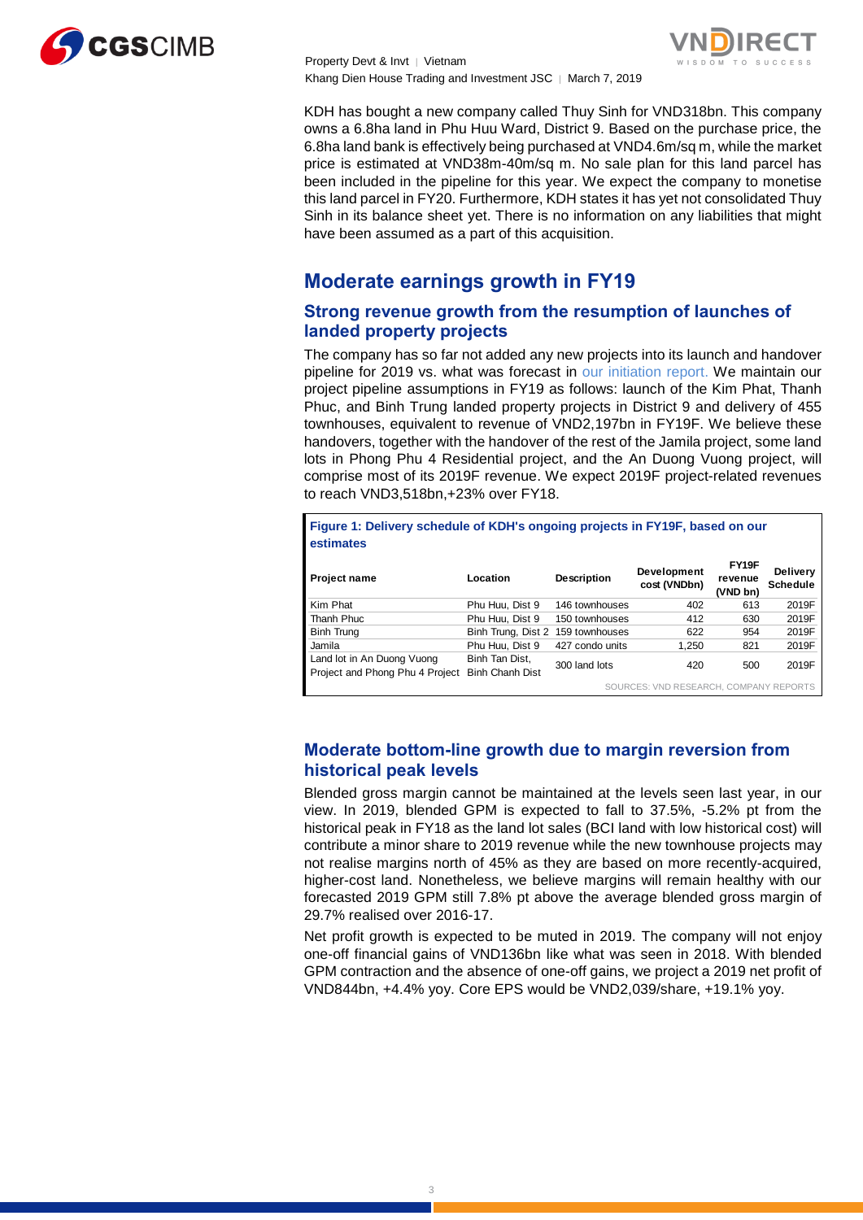KDH has bought a new company called Thuy Sinh for VND318bn. This company owns a 6.8ha land in Phu Huu Ward, District 9. Based on the purchase price, the 6.8ha land bank is effectively being purchased at VND4.6m/sq m, while the market price is estimated at VND38m-40m/sq m. No sale plan for this land parcel has been included in the pipeline for this year. We expect the company to monetise this land parcel in FY20. Furthermore, KDH states it has yet not consolidated Thuy Sinh in its balance sheet yet. There is no information on any liabilities that might have been assumed as a part of this acquisition.

## Moderate earnings growth in FY19

### Strong revenue growth from the resumption of launches of landed property projects

The company has so far not added any new projects into its launch and handover pipeline for 2019 vs. what was forecast in our initiation report. We maintain our project pipeline assumptions in FY19 as follows: launch of the Kim Phat, Thanh Phuc, and Binh Trung landed property projects in District 9 and delivery of 455 townhouses, equivalent to revenue of VND2,197bn in FY19F. We believe these handovers, together with the handover of the rest of the Jamila project, some land lots in Phong Phu 4 Residential project, and the An Duong Vuong project, will comprise most of its 2019F revenue. We expect 2019F project-related revenues to reach VND3,518bn,+23% over FY18.

**Figure 1: Delivery schedule of KDH's ongoing projects in FY19F, based on our estimates**

| Project name | Location | Description | Development cost (VNDbn) | FY19F revenue (VND bn) | Delivery Schedule |
|---|---|---|---|---|---|
| Kim Phat | Phu Huu, Dist 9 | 146 townhouses | 402 | 613 | 2019F |
| Thanh Phuc | Phu Huu, Dist 9 | 150 townhouses | 412 | 630 | 2019F |
| Binh Trung | Binh Trung, Dist 2 | 159 townhouses | 622 | 954 | 2019F |
| Jamila | Phu Huu, Dist 9 | 427 condo units | 1,250 | 821 | 2019F |
| Land lot in An Duong Vuong Project and Phong Phu 4 Project | Binh Tan Dist, Binh Chanh Dist | 300 land lots | 420 | 500 | 2019F |

SOURCES: VND RESEARCH, COMPANY REPORTS

### Moderate bottom-line growth due to margin reversion from historical peak levels

Blended gross margin cannot be maintained at the levels seen last year, in our view. In 2019, blended GPM is expected to fall to 37.5%, -5.2% pt from the historical peak in FY18 as the land lot sales (BCI land with low historical cost) will contribute a minor share to 2019 revenue while the new townhouse projects may not realise margins north of 45% as they are based on more recently-acquired, higher-cost land. Nonetheless, we believe margins will remain healthy with our forecasted 2019 GPM still 7.8% pt above the average blended gross margin of 29.7% realised over 2016-17.

Net profit growth is expected to be muted in 2019. The company will not enjoy one-off financial gains of VND136bn like what was seen in 2018. With blended GPM contraction and the absence of one-off gains, we project a 2019 net profit of VND844bn, +4.4% yoy. Core EPS would be VND2,039/share, +19.1% yoy.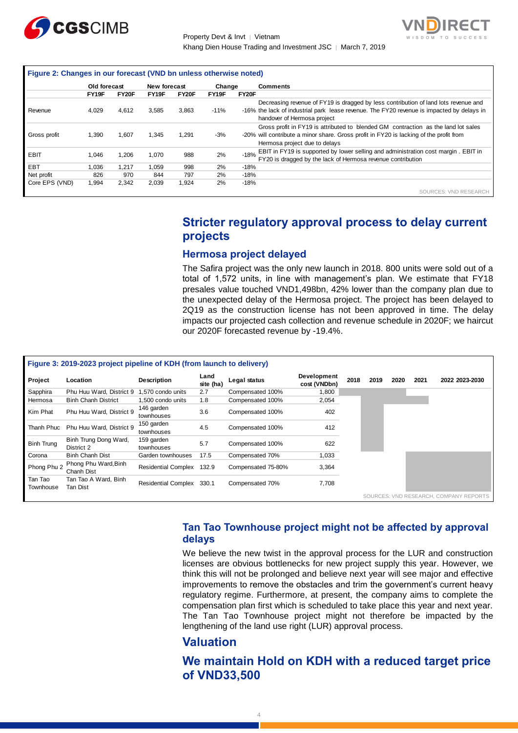**Figure 2: Changes in our forecast (VND bn unless otherwise noted)**

| | Old forecast | | New forecast | | Change | | Comments |
|---|---|---|---|---|---|---|---|
| | FY19F | FY20F | FY19F | FY20F | FY19F | FY20F | |
| Revenue | 4,029 | 4,612 | 3,585 | 3,863 | -11% | -16% | Decreasing revenue of FY19 is dragged by less contribution of land lots revenue and the lack of industrial park lease revenue. The FY20 revenue is impacted by delays in handover of Hermosa project |
| Gross profit | 1,390 | 1,607 | 1,345 | 1,291 | -3% | -20% | Gross profit in FY19 is attributed to blended GM contraction as the land lot sales will contribute a minor share. Gross profit in FY20 is lacking of the profit from Hermosa project due to delays |
| EBIT | 1,046 | 1,206 | 1,070 | 988 | 2% | -18% | EBIT in FY19 is supported by lower selling and administration cost margin . EBIT in FY20 is dragged by the lack of Hermosa revenue contribution |
| EBT | 1,036 | 1,217 | 1,059 | 998 | 2% | -18% | |
| Net profit | 826 | 970 | 844 | 797 | 2% | -18% | |
| Core EPS (VND) | 1,994 | 2,342 | 2,039 | 1,924 | 2% | -18% | |

SOURCES: VND RESEARCH

## Stricter regulatory approval process to delay current projects

### Hermosa project delayed

The Safira project was the only new launch in 2018. 800 units were sold out of a total of 1,572 units, in line with management's plan. We estimate that FY18 presales value touched VND1,498bn, 42% lower than the company plan due to the unexpected delay of the Hermosa project. The project has been delayed to 2Q19 as the construction license has not been approved in time. The delay impacts our projected cash collection and revenue schedule in 2020F; we haircut our 2020F forecasted revenue by -19.4%.

**Figure 3: 2019-2023 project pipeline of KDH (from launch to delivery)**

| Project | Location | Description | Land site (ha) | Legal status | Development cost (VNDbn) | 2018 | 2019 | 2020 | 2021 | 2022 | 2023-2030 |
|---|---|---|---|---|---|---|---|---|---|---|---|
| Sapphira | Phu Huu Ward, District 9 | 1,570 condo units | 2.7 | Compensated 100% | 1,800 | | | | | | |
| Hermosa | Binh Chanh District | 1,500 condo units | 1.8 | Compensated 100% | 2,054 | | | | | | |
| Kim Phat | Phu Huu Ward, District 9 | 146 garden townhouses | 3.6 | Compensated 100% | 402 | | | | | | |
| Thanh Phuc | Phu Huu Ward, District 9 | 150 garden townhouses | 4.5 | Compensated 100% | 412 | | | | | | |
| Binh Trung | Binh Trung Dong Ward, District 2 | 159 garden townhouses | 5.7 | Compensated 100% | 622 | | | | | | |
| Corona | Binh Chanh Dist | Garden townhouses | 17.5 | Compensated 70% | 1,033 | | | | | | |
| Phong Phu 2 | Phong Phu Ward,Binh Chanh Dist | Residential Complex | 132.9 | Compensated 75-80% | 3,364 | | | | | | |
| Tan Tao Townhouse | Tan Tao A Ward, Binh Tan Dist | Residential Complex | 330.1 | Compensated 70% | 7,708 | | | | | | |

SOURCES: VND RESEARCH, COMPANY REPORTS

### Tan Tao Townhouse project might not be affected by approval delays

We believe the new twist in the approval process for the LUR and construction licenses are obvious bottlenecks for new project supply this year. However, we think this will not be prolonged and believe next year will see major and effective improvements to remove the obstacles and trim the government's current heavy regulatory regime. Furthermore, at present, the company aims to complete the compensation plan first which is scheduled to take place this year and next year. The Tan Tao Townhouse project might not therefore be impacted by the lengthening of the land use right (LUR) approval process.

## Valuation

## We maintain Hold on KDH with a reduced target price of VND33,500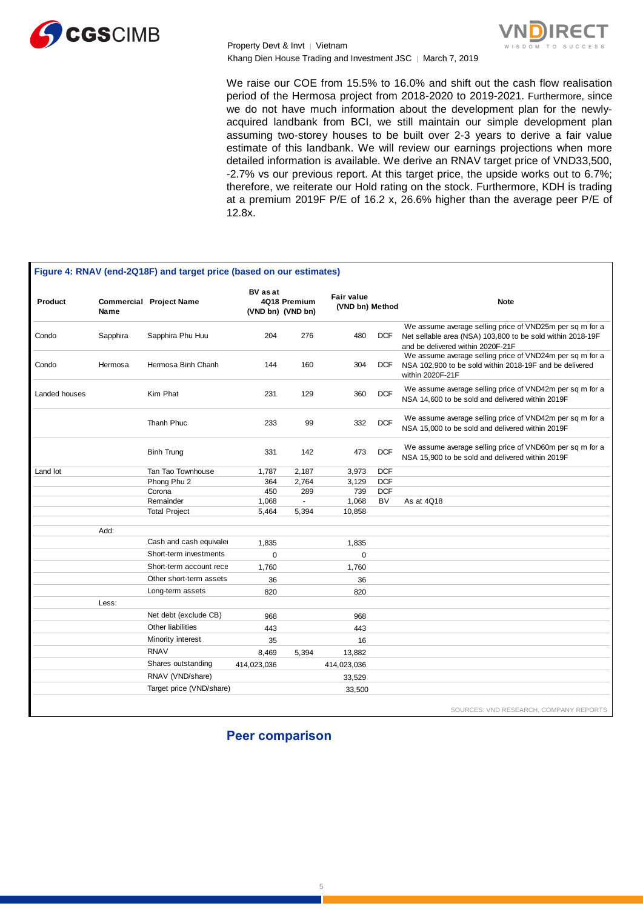We raise our COE from 15.5% to 16.0% and shift out the cash flow realisation period of the Hermosa project from 2018-2020 to 2019-2021. Furthermore, since we do not have much information about the development plan for the newly-acquired landbank from BCI, we still maintain our simple development plan assuming two-storey houses to be built over 2-3 years to derive a fair value estimate of this landbank. We will review our earnings projections when more detailed information is available. We derive an RNAV target price of VND33,500, -2.7% vs our previous report. At this target price, the upside works out to 6.7%; therefore, we reiterate our Hold rating on the stock. Furthermore, KDH is trading at a premium 2019F P/E of 16.2 x, 26.6% higher than the average peer P/E of 12.8x.

**Figure 4: RNAV (end-2Q18F) and target price (based on our estimates)**

| Product | Commercial Name | Project Name | BV as at 4Q18 (VND bn) | Premium (VND bn) | Fair value (VND bn) | Method | Note |
|---|---|---|---|---|---|---|---|
| Condo | Sapphira | Sapphira Phu Huu | 204 | 276 | 480 | DCF | We assume average selling price of VND25m per sq m for a Net sellable area (NSA) 103,800 to be sold within 2018-19F and be delivered within 2020F-21F |
| Condo | Hermosa | Hermosa Binh Chanh | 144 | 160 | 304 | DCF | We assume average selling price of VND24m per sq m for a NSA 102,900 to be sold within 2018-19F and be delivered within 2020F-21F |
| Landed houses | | Kim Phat | 231 | 129 | 360 | DCF | We assume average selling price of VND42m per sq m for a NSA 14,600 to be sold and delivered within 2019F |
| | | Thanh Phuc | 233 | 99 | 332 | DCF | We assume average selling price of VND42m per sq m for a NSA 15,000 to be sold and delivered within 2019F |
| | | Binh Trung | 331 | 142 | 473 | DCF | We assume average selling price of VND60m per sq m for a NSA 15,900 to be sold and delivered within 2019F |
| Land lot | | Tan Tao Townhouse | 1,787 | 2,187 | 3,973 | DCF | |
| | | Phong Phu 2 | 364 | 2,764 | 3,129 | DCF | |
| | | Corona | 450 | 289 | 739 | DCF | |
| | | Remainder | 1,068 | - | 1,068 | BV | As at 4Q18 |
| | | Total Project | 5,464 | 5,394 | 10,858 | | |
| | Add: | | | | | | |
| | | Cash and cash equivaler | 1,835 | | 1,835 | | |
| | | Short-term investments | 0 | | 0 | | |
| | | Short-term account rece | 1,760 | | 1,760 | | |
| | | Other short-term assets | 36 | | 36 | | |
| | | Long-term assets | 820 | | 820 | | |
| | Less: | | | | | | |
| | | Net debt (exclude CB) | 968 | | 968 | | |
| | | Other liabilities | 443 | | 443 | | |
| | | Minority interest | 35 | | 16 | | |
| | | RNAV | 8,469 | 5,394 | 13,882 | | |
| | | Shares outstanding | 414,023,036 | | 414,023,036 | | |
| | | RNAV (VND/share) | | | 33,529 | | |
| | | Target price (VND/share) | | | 33,500 | | |

SOURCES: VND RESEARCH, COMPANY REPORTS

## Peer comparison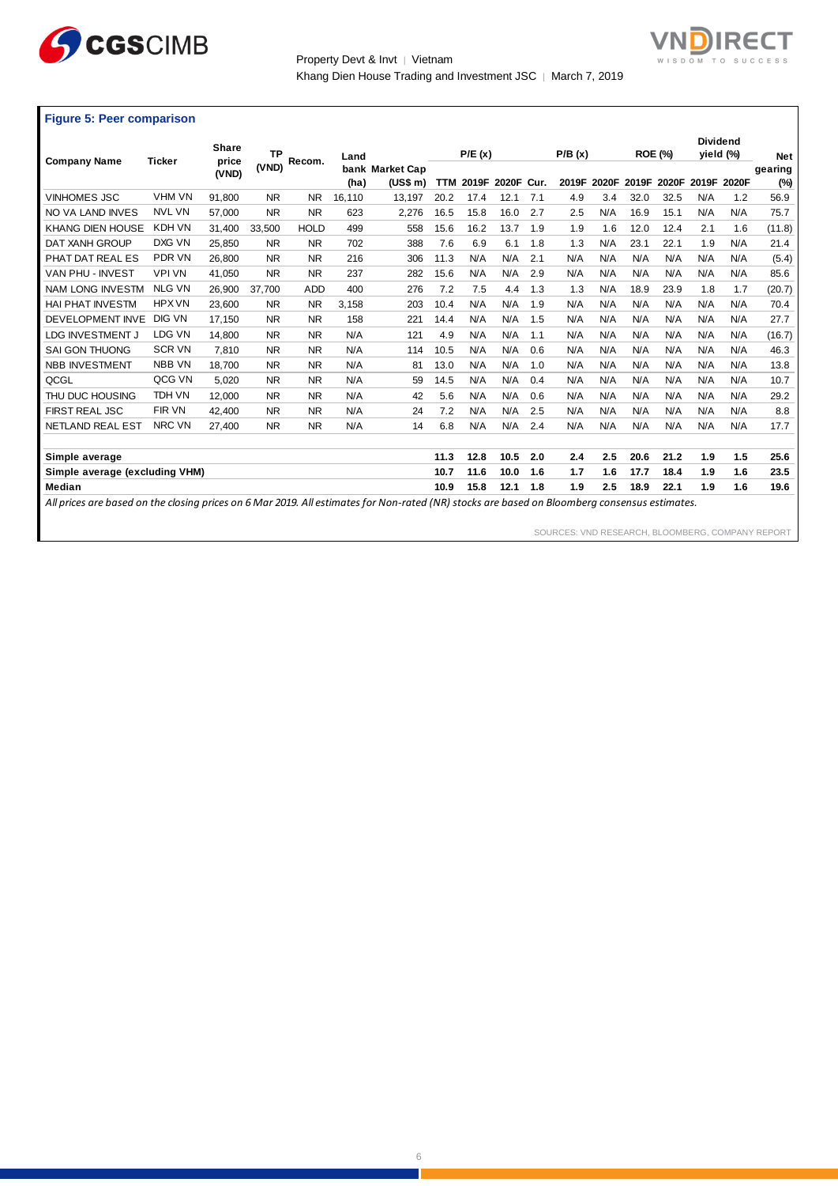**Figure 5: Peer comparison**

| Company Name | Ticker | Share price (VND) | TP (VND) | Recom. | Land bank (ha) | Market Cap (US$ m) | P/E (x) TTM | P/E (x) 2019F | P/E (x) 2020F | P/B (x) Cur. | P/B (x) 2019F | P/B (x) 2020F | ROE (%) 2019F | ROE (%) 2020F | Dividend yield (%) 2019F | Dividend yield (%) 2020F | Net gearing (%) |
|---|---|---|---|---|---|---|---|---|---|---|---|---|---|---|---|---|---|
| VINHOMES JSC | VHM VN | 91,800 | NR | NR | 16,110 | 13,197 | 20.2 | 17.4 | 12.1 | 7.1 | 4.9 | 3.4 | 32.0 | 32.5 | N/A | 1.2 | 56.9 |
| NO VA LAND INVES | NVL VN | 57,000 | NR | NR | 623 | 2,276 | 16.5 | 15.8 | 16.0 | 2.7 | 2.5 | N/A | 16.9 | 15.1 | N/A | N/A | 75.7 |
| KHANG DIEN HOUSE | KDH VN | 31,400 | 33,500 | HOLD | 499 | 558 | 15.6 | 16.2 | 13.7 | 1.9 | 1.9 | 1.6 | 12.0 | 12.4 | 2.1 | 1.6 | (11.8) |
| DAT XANH GROUP | DXG VN | 25,850 | NR | NR | 702 | 388 | 7.6 | 6.9 | 6.1 | 1.8 | 1.3 | N/A | 23.1 | 22.1 | 1.9 | N/A | 21.4 |
| PHAT DAT REAL ES | PDR VN | 26,800 | NR | NR | 216 | 306 | 11.3 | N/A | N/A | 2.1 | N/A | N/A | N/A | N/A | N/A | N/A | (5.4) |
| VAN PHU - INVEST | VPI VN | 41,050 | NR | NR | 237 | 282 | 15.6 | N/A | N/A | 2.9 | N/A | N/A | N/A | N/A | N/A | N/A | 85.6 |
| NAM LONG INVESTM | NLG VN | 26,900 | 37,700 | ADD | 400 | 276 | 7.2 | 7.5 | 4.4 | 1.3 | 1.3 | N/A | 18.9 | 23.9 | 1.8 | 1.7 | (20.7) |
| HAI PHAT INVESTM | HPX VN | 23,600 | NR | NR | 3,158 | 203 | 10.4 | N/A | N/A | 1.9 | N/A | N/A | N/A | N/A | N/A | N/A | 70.4 |
| DEVELOPMENT INVE | DIG VN | 17,150 | NR | NR | 158 | 221 | 14.4 | N/A | N/A | 1.5 | N/A | N/A | N/A | N/A | N/A | N/A | 27.7 |
| LDG INVESTMENT J | LDG VN | 14,800 | NR | NR | N/A | 121 | 4.9 | N/A | N/A | 1.1 | N/A | N/A | N/A | N/A | N/A | N/A | (16.7) |
| SAI GON THUONG | SCR VN | 7,810 | NR | NR | N/A | 114 | 10.5 | N/A | N/A | 0.6 | N/A | N/A | N/A | N/A | N/A | N/A | 46.3 |
| NBB INVESTMENT | NBB VN | 18,700 | NR | NR | N/A | 81 | 13.0 | N/A | N/A | 1.0 | N/A | N/A | N/A | N/A | N/A | N/A | 13.8 |
| QCGL | QCG VN | 5,020 | NR | NR | N/A | 59 | 14.5 | N/A | N/A | 0.4 | N/A | N/A | N/A | N/A | N/A | N/A | 10.7 |
| THU DUC HOUSING | TDH VN | 12,000 | NR | NR | N/A | 42 | 5.6 | N/A | N/A | 0.6 | N/A | N/A | N/A | N/A | N/A | N/A | 29.2 |
| FIRST REAL JSC | FIR VN | 42,400 | NR | NR | N/A | 24 | 7.2 | N/A | N/A | 2.5 | N/A | N/A | N/A | N/A | N/A | N/A | 8.8 |
| NETLAND REAL EST | NRC VN | 27,400 | NR | NR | N/A | 14 | 6.8 | N/A | N/A | 2.4 | N/A | N/A | N/A | N/A | N/A | N/A | 17.7 |
| **Simple average** | | | | | | | **11.3** | **12.8** | **10.5** | **2.0** | **2.4** | **2.5** | **20.6** | **21.2** | **1.9** | **1.5** | **25.6** |
| **Simple average (excluding VHM)** | | | | | | | **10.7** | **11.6** | **10.0** | **1.6** | **1.7** | **1.6** | **17.7** | **18.4** | **1.9** | **1.6** | **23.5** |
| **Median** | | | | | | | **10.9** | **15.8** | **12.1** | **1.8** | **1.9** | **2.5** | **18.9** | **22.1** | **1.9** | **1.6** | **19.6** |

*All prices are based on the closing prices on 6 Mar 2019. All estimates for Non-rated (NR) stocks are based on Bloomberg consensus estimates.*

SOURCES: VND RESEARCH, BLOOMBERG, COMPANY REPORT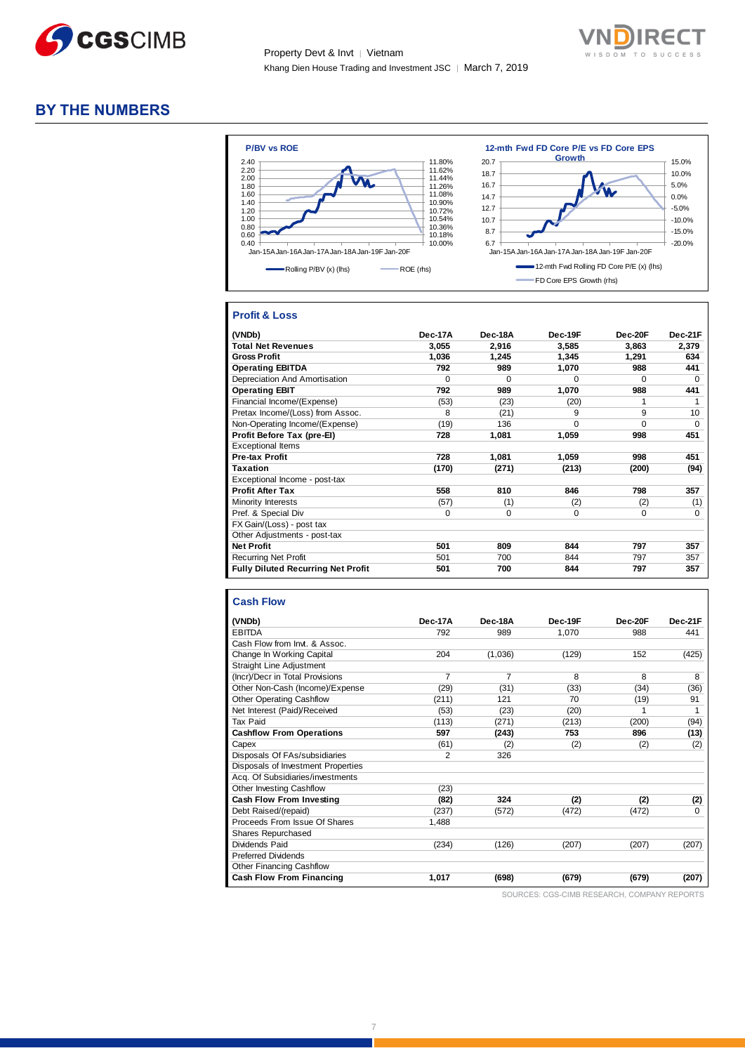## BY THE NUMBERS

**P/BV vs ROE**

**12-mth Fwd FD Core P/E vs FD Core EPS Growth**

### Profit & Loss

| (VNDb) | Dec-17A | Dec-18A | Dec-19F | Dec-20F | Dec-21F |
|---|---|---|---|---|---|
| **Total Net Revenues** | **3,055** | **2,916** | **3,585** | **3,863** | **2,379** |
| **Gross Profit** | **1,036** | **1,245** | **1,345** | **1,291** | **634** |
| **Operating EBITDA** | **792** | **989** | **1,070** | **988** | **441** |
| Depreciation And Amortisation | 0 | 0 | 0 | 0 | 0 |
| **Operating EBIT** | **792** | **989** | **1,070** | **988** | **441** |
| Financial Income/(Expense) | (53) | (23) | (20) | 1 | 1 |
| Pretax Income/(Loss) from Assoc. | 8 | (21) | 9 | 9 | 10 |
| Non-Operating Income/(Expense) | (19) | 136 | 0 | 0 | 0 |
| **Profit Before Tax (pre-EI)** | **728** | **1,081** | **1,059** | **998** | **451** |
| Exceptional Items | | | | | |
| **Pre-tax Profit** | **728** | **1,081** | **1,059** | **998** | **451** |
| **Taxation** | **(170)** | **(271)** | **(213)** | **(200)** | **(94)** |
| Exceptional Income - post-tax | | | | | |
| **Profit After Tax** | **558** | **810** | **846** | **798** | **357** |
| Minority Interests | (57) | (1) | (2) | (2) | (1) |
| Pref. & Special Div | 0 | 0 | 0 | 0 | 0 |
| FX Gain/(Loss) - post tax | | | | | |
| Other Adjustments - post-tax | | | | | |
| **Net Profit** | **501** | **809** | **844** | **797** | **357** |
| Recurring Net Profit | 501 | 700 | 844 | 797 | 357 |
| **Fully Diluted Recurring Net Profit** | **501** | **700** | **844** | **797** | **357** |

### Cash Flow

| (VNDb) | Dec-17A | Dec-18A | Dec-19F | Dec-20F | Dec-21F |
|---|---|---|---|---|---|
| EBITDA | 792 | 989 | 1,070 | 988 | 441 |
| Cash Flow from Invt. & Assoc. | | | | | |
| Change In Working Capital | 204 | (1,036) | (129) | 152 | (425) |
| Straight Line Adjustment | | | | | |
| (Incr)/Decr in Total Provisions | 7 | 7 | 8 | 8 | 8 |
| Other Non-Cash (Income)/Expense | (29) | (31) | (33) | (34) | (36) |
| Other Operating Cashflow | (211) | 121 | 70 | (19) | 91 |
| Net Interest (Paid)/Received | (53) | (23) | (20) | 1 | 1 |
| Tax Paid | (113) | (271) | (213) | (200) | (94) |
| **Cashflow From Operations** | **597** | **(243)** | **753** | **896** | **(13)** |
| Capex | (61) | (2) | (2) | (2) | (2) |
| Disposals Of FAs/subsidiaries | 2 | 326 | | | |
| Disposals of Investment Properties | | | | | |
| Acq. Of Subsidiaries/investments | | | | | |
| Other Investing Cashflow | (23) | | | | |
| **Cash Flow From Investing** | **(82)** | **324** | **(2)** | **(2)** | **(2)** |
| Debt Raised/(repaid) | (237) | (572) | (472) | (472) | 0 |
| Proceeds From Issue Of Shares | 1,488 | | | | |
| Shares Repurchased | | | | | |
| Dividends Paid | (234) | (126) | (207) | (207) | (207) |
| Preferred Dividends | | | | | |
| Other Financing Cashflow | | | | | |
| **Cash Flow From Financing** | **1,017** | **(698)** | **(679)** | **(679)** | **(207)** |

SOURCES: CGS-CIMB RESEARCH, COMPANY REPORTS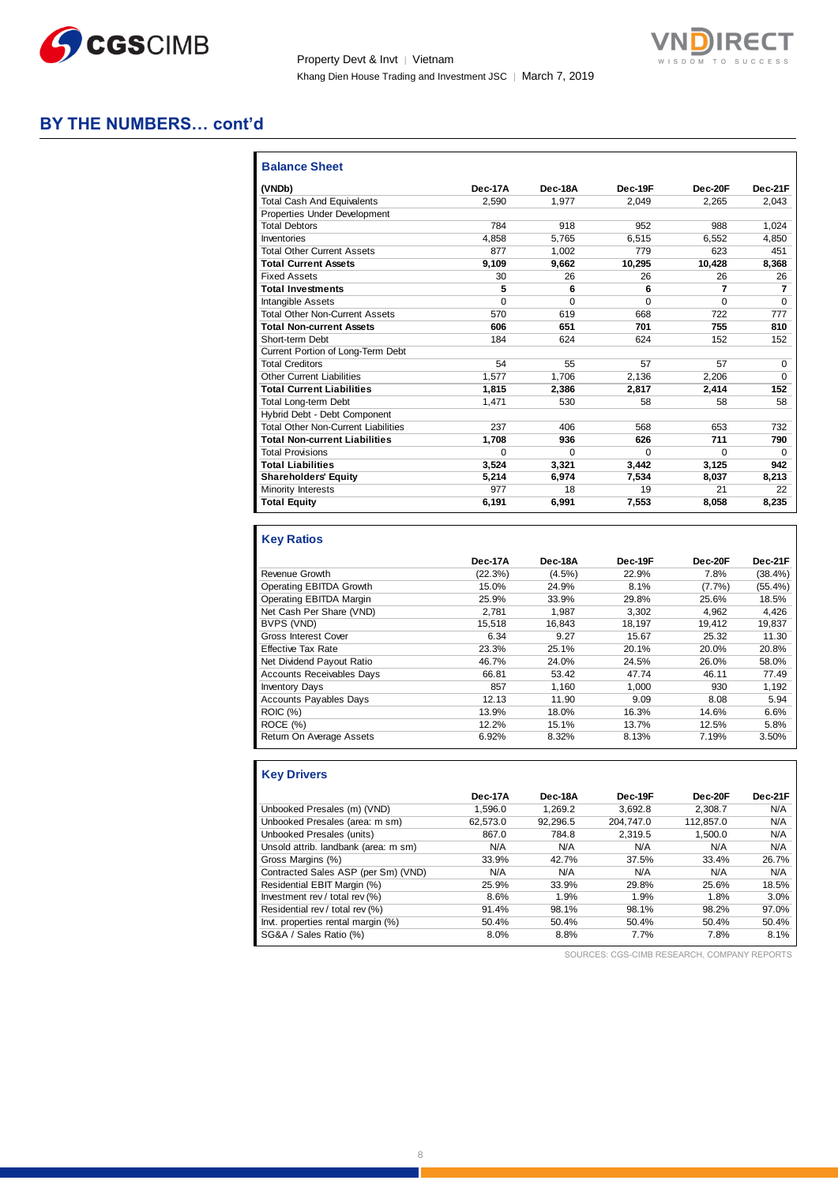## BY THE NUMBERS… cont'd

### Balance Sheet

| (VNDb) | Dec-17A | Dec-18A | Dec-19F | Dec-20F | Dec-21F |
|---|---|---|---|---|---|
| Total Cash And Equivalents | 2,590 | 1,977 | 2,049 | 2,265 | 2,043 |
| Properties Under Development | | | | | |
| Total Debtors | 784 | 918 | 952 | 988 | 1,024 |
| Inventories | 4,858 | 5,765 | 6,515 | 6,552 | 4,850 |
| Total Other Current Assets | 877 | 1,002 | 779 | 623 | 451 |
| **Total Current Assets** | **9,109** | **9,662** | **10,295** | **10,428** | **8,368** |
| Fixed Assets | 30 | 26 | 26 | 26 | 26 |
| **Total Investments** | **5** | **6** | **6** | **7** | **7** |
| Intangible Assets | 0 | 0 | 0 | 0 | 0 |
| Total Other Non-Current Assets | 570 | 619 | 668 | 722 | 777 |
| **Total Non-current Assets** | **606** | **651** | **701** | **755** | **810** |
| Short-term Debt | 184 | 624 | 624 | 152 | 152 |
| Current Portion of Long-Term Debt | | | | | |
| Total Creditors | 54 | 55 | 57 | 57 | 0 |
| Other Current Liabilities | 1,577 | 1,706 | 2,136 | 2,206 | 0 |
| **Total Current Liabilities** | **1,815** | **2,386** | **2,817** | **2,414** | **152** |
| Total Long-term Debt | 1,471 | 530 | 58 | 58 | 58 |
| Hybrid Debt - Debt Component | | | | | |
| Total Other Non-Current Liabilities | 237 | 406 | 568 | 653 | 732 |
| **Total Non-current Liabilities** | **1,708** | **936** | **626** | **711** | **790** |
| Total Provisions | 0 | 0 | 0 | 0 | 0 |
| **Total Liabilities** | **3,524** | **3,321** | **3,442** | **3,125** | **942** |
| **Shareholders' Equity** | **5,214** | **6,974** | **7,534** | **8,037** | **8,213** |
| Minority Interests | 977 | 18 | 19 | 21 | 22 |
| **Total Equity** | **6,191** | **6,991** | **7,553** | **8,058** | **8,235** |

### Key Ratios

| | Dec-17A | Dec-18A | Dec-19F | Dec-20F | Dec-21F |
|---|---|---|---|---|---|
| Revenue Growth | (22.3%) | (4.5%) | 22.9% | 7.8% | (38.4%) |
| Operating EBITDA Growth | 15.0% | 24.9% | 8.1% | (7.7%) | (55.4%) |
| Operating EBITDA Margin | 25.9% | 33.9% | 29.8% | 25.6% | 18.5% |
| Net Cash Per Share (VND) | 2,781 | 1,987 | 3,302 | 4,962 | 4,426 |
| BVPS (VND) | 15,518 | 16,843 | 18,197 | 19,412 | 19,837 |
| Gross Interest Cover | 6.34 | 9.27 | 15.67 | 25.32 | 11.30 |
| Effective Tax Rate | 23.3% | 25.1% | 20.1% | 20.0% | 20.8% |
| Net Dividend Payout Ratio | 46.7% | 24.0% | 24.5% | 26.0% | 58.0% |
| Accounts Receivables Days | 66.81 | 53.42 | 47.74 | 46.11 | 77.49 |
| Inventory Days | 857 | 1,160 | 1,000 | 930 | 1,192 |
| Accounts Payables Days | 12.13 | 11.90 | 9.09 | 8.08 | 5.94 |
| ROIC (%) | 13.9% | 18.0% | 16.3% | 14.6% | 6.6% |
| ROCE (%) | 12.2% | 15.1% | 13.7% | 12.5% | 5.8% |
| Return On Average Assets | 6.92% | 8.32% | 8.13% | 7.19% | 3.50% |

### Key Drivers

| | Dec-17A | Dec-18A | Dec-19F | Dec-20F | Dec-21F |
|---|---|---|---|---|---|
| Unbooked Presales (m) (VND) | 1,596.0 | 1,269.2 | 3,692.8 | 2,308.7 | N/A |
| Unbooked Presales (area: m sm) | 62,573.0 | 92,296.5 | 204,747.0 | 112,857.0 | N/A |
| Unbooked Presales (units) | 867.0 | 784.8 | 2,319.5 | 1,500.0 | N/A |
| Unsold attrib. landbank (area: m sm) | N/A | N/A | N/A | N/A | N/A |
| Gross Margins (%) | 33.9% | 42.7% | 37.5% | 33.4% | 26.7% |
| Contracted Sales ASP (per Sm) (VND) | N/A | N/A | N/A | N/A | N/A |
| Residential EBIT Margin (%) | 25.9% | 33.9% | 29.8% | 25.6% | 18.5% |
| Investment rev / total rev (%) | 8.6% | 1.9% | 1.9% | 1.8% | 3.0% |
| Residential rev / total rev (%) | 91.4% | 98.1% | 98.1% | 98.2% | 97.0% |
| Invt. properties rental margin (%) | 50.4% | 50.4% | 50.4% | 50.4% | 50.4% |
| SG&A / Sales Ratio (%) | 8.0% | 8.8% | 7.7% | 7.8% | 8.1% |

SOURCES: CGS-CIMB RESEARCH, COMPANY REPORTS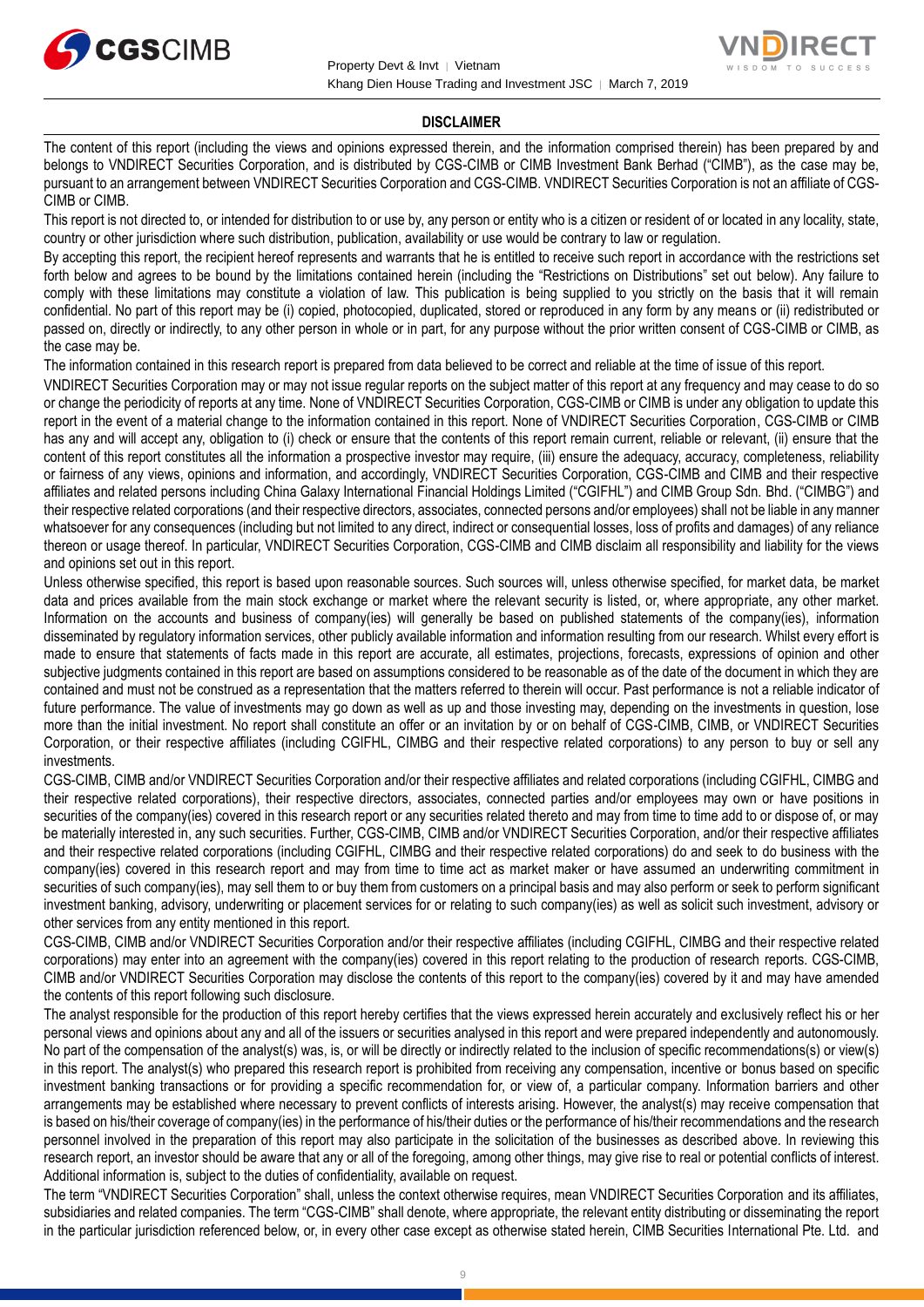## DISCLAIMER

The content of this report (including the views and opinions expressed therein, and the information comprised therein) has been prepared by and belongs to VNDIRECT Securities Corporation, and is distributed by CGS-CIMB or CIMB Investment Bank Berhad ("CIMB"), as the case may be, pursuant to an arrangement between VNDIRECT Securities Corporation and CGS-CIMB. VNDIRECT Securities Corporation is not an affiliate of CGS-CIMB or CIMB.

This report is not directed to, or intended for distribution to or use by, any person or entity who is a citizen or resident of or located in any locality, state, country or other jurisdiction where such distribution, publication, availability or use would be contrary to law or regulation.

By accepting this report, the recipient hereof represents and warrants that he is entitled to receive such report in accordance with the restrictions set forth below and agrees to be bound by the limitations contained herein (including the "Restrictions on Distributions" set out below). Any failure to comply with these limitations may constitute a violation of law. This publication is being supplied to you strictly on the basis that it will remain confidential. No part of this report may be (i) copied, photocopied, duplicated, stored or reproduced in any form by any means or (ii) redistributed or passed on, directly or indirectly, to any other person in whole or in part, for any purpose without the prior written consent of CGS-CIMB or CIMB, as the case may be.

The information contained in this research report is prepared from data believed to be correct and reliable at the time of issue of this report.

VNDIRECT Securities Corporation may or may not issue regular reports on the subject matter of this report at any frequency and may cease to do so or change the periodicity of reports at any time. None of VNDIRECT Securities Corporation, CGS-CIMB or CIMB is under any obligation to update this report in the event of a material change to the information contained in this report. None of VNDIRECT Securities Corporation, CGS-CIMB or CIMB has any and will accept any, obligation to (i) check or ensure that the contents of this report remain current, reliable or relevant, (ii) ensure that the content of this report constitutes all the information a prospective investor may require, (iii) ensure the adequacy, accuracy, completeness, reliability or fairness of any views, opinions and information, and accordingly, VNDIRECT Securities Corporation, CGS-CIMB and CIMB and their respective affiliates and related persons including China Galaxy International Financial Holdings Limited ("CGIFHL") and CIMB Group Sdn. Bhd. ("CIMBG") and their respective related corporations (and their respective directors, associates, connected persons and/or employees) shall not be liable in any manner whatsoever for any consequences (including but not limited to any direct, indirect or consequential losses, loss of profits and damages) of any reliance thereon or usage thereof. In particular, VNDIRECT Securities Corporation, CGS-CIMB and CIMB disclaim all responsibility and liability for the views and opinions set out in this report.

Unless otherwise specified, this report is based upon reasonable sources. Such sources will, unless otherwise specified, for market data, be market data and prices available from the main stock exchange or market where the relevant security is listed, or, where appropriate, any other market. Information on the accounts and business of company(ies) will generally be based on published statements of the company(ies), information disseminated by regulatory information services, other publicly available information and information resulting from our research. Whilst every effort is made to ensure that statements of facts made in this report are accurate, all estimates, projections, forecasts, expressions of opinion and other subjective judgments contained in this report are based on assumptions considered to be reasonable as of the date of the document in which they are contained and must not be construed as a representation that the matters referred to therein will occur. Past performance is not a reliable indicator of future performance. The value of investments may go down as well as up and those investing may, depending on the investments in question, lose more than the initial investment. No report shall constitute an offer or an invitation by or on behalf of CGS-CIMB, CIMB, or VNDIRECT Securities Corporation, or their respective affiliates (including CGIFHL, CIMBG and their respective related corporations) to any person to buy or sell any investments.

CGS-CIMB, CIMB and/or VNDIRECT Securities Corporation and/or their respective affiliates and related corporations (including CGIFHL, CIMBG and their respective related corporations), their respective directors, associates, connected parties and/or employees may own or have positions in securities of the company(ies) covered in this research report or any securities related thereto and may from time to time add to or dispose of, or may be materially interested in, any such securities. Further, CGS-CIMB, CIMB and/or VNDIRECT Securities Corporation, and/or their respective affiliates and their respective related corporations (including CGIFHL, CIMBG and their respective related corporations) do and seek to do business with the company(ies) covered in this research report and may from time to time act as market maker or have assumed an underwriting commitment in securities of such company(ies), may sell them to or buy them from customers on a principal basis and may also perform or seek to perform significant investment banking, advisory, underwriting or placement services for or relating to such company(ies) as well as solicit such investment, advisory or other services from any entity mentioned in this report.

CGS-CIMB, CIMB and/or VNDIRECT Securities Corporation and/or their respective affiliates (including CGIFHL, CIMBG and their respective related corporations) may enter into an agreement with the company(ies) covered in this report relating to the production of research reports. CGS-CIMB, CIMB and/or VNDIRECT Securities Corporation may disclose the contents of this report to the company(ies) covered by it and may have amended the contents of this report following such disclosure.

The analyst responsible for the production of this report hereby certifies that the views expressed herein accurately and exclusively reflect his or her personal views and opinions about any and all of the issuers or securities analysed in this report and were prepared independently and autonomously. No part of the compensation of the analyst(s) was, is, or will be directly or indirectly related to the inclusion of specific recommendations(s) or view(s) in this report. The analyst(s) who prepared this research report is prohibited from receiving any compensation, incentive or bonus based on specific investment banking transactions or for providing a specific recommendation for, or view of, a particular company. Information barriers and other arrangements may be established where necessary to prevent conflicts of interests arising. However, the analyst(s) may receive compensation that is based on his/their coverage of company(ies) in the performance of his/their duties or the performance of his/their recommendations and the research personnel involved in the preparation of this report may also participate in the solicitation of the businesses as described above. In reviewing this research report, an investor should be aware that any or all of the foregoing, among other things, may give rise to real or potential conflicts of interest. Additional information is, subject to the duties of confidentiality, available on request.

The term "VNDIRECT Securities Corporation" shall, unless the context otherwise requires, mean VNDIRECT Securities Corporation and its affiliates, subsidiaries and related companies. The term "CGS-CIMB" shall denote, where appropriate, the relevant entity distributing or disseminating the report in the particular jurisdiction referenced below, or, in every other case except as otherwise stated herein, CIMB Securities International Pte. Ltd. and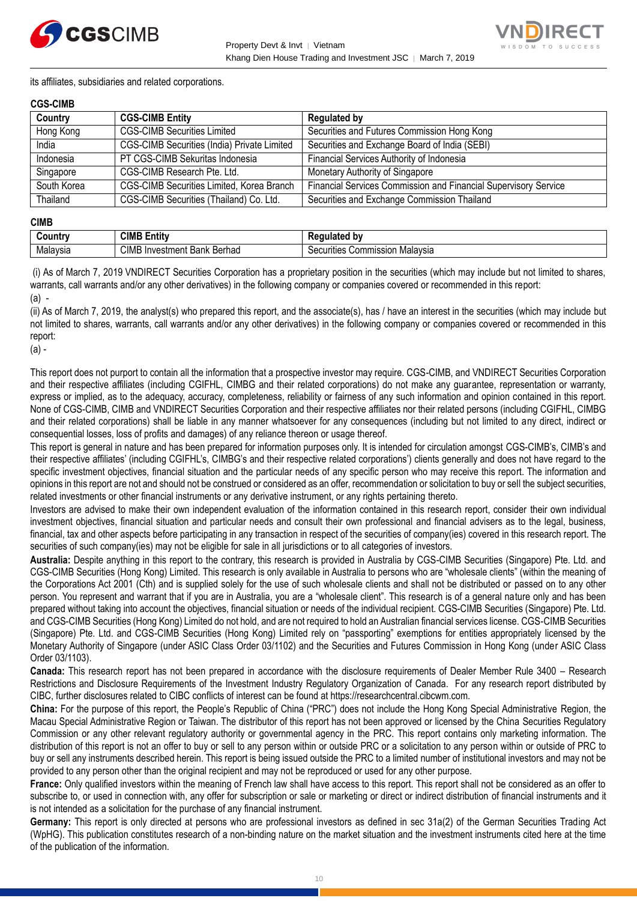its affiliates, subsidiaries and related corporations.

**CGS-CIMB**

| Country | CGS-CIMB Entity | Regulated by |
|---|---|---|
| Hong Kong | CGS-CIMB Securities Limited | Securities and Futures Commission Hong Kong |
| India | CGS-CIMB Securities (India) Private Limited | Securities and Exchange Board of India (SEBI) |
| Indonesia | PT CGS-CIMB Sekuritas Indonesia | Financial Services Authority of Indonesia |
| Singapore | CGS-CIMB Research Pte. Ltd. | Monetary Authority of Singapore |
| South Korea | CGS-CIMB Securities Limited, Korea Branch | Financial Services Commission and Financial Supervisory Service |
| Thailand | CGS-CIMB Securities (Thailand) Co. Ltd. | Securities and Exchange Commission Thailand |

**CIMB**

| Country | CIMB Entity | Regulated by |
|---|---|---|
| Malaysia | CIMB Investment Bank Berhad | Securities Commission Malaysia |

(i) As of March 7, 2019 VNDIRECT Securities Corporation has a proprietary position in the securities (which may include but not limited to shares, warrants, call warrants and/or any other derivatives) in the following company or companies covered or recommended in this report:
(a) -

(ii) As of March 7, 2019, the analyst(s) who prepared this report, and the associate(s), has / have an interest in the securities (which may include but not limited to shares, warrants, call warrants and/or any other derivatives) in the following company or companies covered or recommended in this report:
(a) -

This report does not purport to contain all the information that a prospective investor may require. CGS-CIMB, and VNDIRECT Securities Corporation and their respective affiliates (including CGIFHL, CIMBG and their related corporations) do not make any guarantee, representation or warranty, express or implied, as to the adequacy, accuracy, completeness, reliability or fairness of any such information and opinion contained in this report. None of CGS-CIMB, CIMB and VNDIRECT Securities Corporation and their respective affiliates nor their related persons (including CGIFHL, CIMBG and their related corporations) shall be liable in any manner whatsoever for any consequences (including but not limited to any direct, indirect or consequential losses, loss of profits and damages) of any reliance thereon or usage thereof.

This report is general in nature and has been prepared for information purposes only. It is intended for circulation amongst CGS-CIMB's, CIMB's and their respective affiliates' (including CGIFHL's, CIMBG's and their respective related corporations') clients generally and does not have regard to the specific investment objectives, financial situation and the particular needs of any specific person who may receive this report. The information and opinions in this report are not and should not be construed or considered as an offer, recommendation or solicitation to buy or sell the subject securities, related investments or other financial instruments or any derivative instrument, or any rights pertaining thereto.

Investors are advised to make their own independent evaluation of the information contained in this research report, consider their own individual investment objectives, financial situation and particular needs and consult their own professional and financial advisers as to the legal, business, financial, tax and other aspects before participating in any transaction in respect of the securities of company(ies) covered in this research report. The securities of such company(ies) may not be eligible for sale in all jurisdictions or to all categories of investors.

**Australia:** Despite anything in this report to the contrary, this research is provided in Australia by CGS-CIMB Securities (Singapore) Pte. Ltd. and CGS-CIMB Securities (Hong Kong) Limited. This research is only available in Australia to persons who are "wholesale clients" (within the meaning of the Corporations Act 2001 (Cth) and is supplied solely for the use of such wholesale clients and shall not be distributed or passed on to any other person. You represent and warrant that if you are in Australia, you are a "wholesale client". This research is of a general nature only and has been prepared without taking into account the objectives, financial situation or needs of the individual recipient. CGS-CIMB Securities (Singapore) Pte. Ltd. and CGS-CIMB Securities (Hong Kong) Limited do not hold, and are not required to hold an Australian financial services license. CGS-CIMB Securities (Singapore) Pte. Ltd. and CGS-CIMB Securities (Hong Kong) Limited rely on "passporting" exemptions for entities appropriately licensed by the Monetary Authority of Singapore (under ASIC Class Order 03/1102) and the Securities and Futures Commission in Hong Kong (under ASIC Class Order 03/1103).

**Canada:** This research report has not been prepared in accordance with the disclosure requirements of Dealer Member Rule 3400 – Research Restrictions and Disclosure Requirements of the Investment Industry Regulatory Organization of Canada. For any research report distributed by CIBC, further disclosures related to CIBC conflicts of interest can be found at https://researchcentral.cibcwm.com.

**China:** For the purpose of this report, the People's Republic of China ("PRC") does not include the Hong Kong Special Administrative Region, the Macau Special Administrative Region or Taiwan. The distributor of this report has not been approved or licensed by the China Securities Regulatory Commission or any other relevant regulatory authority or governmental agency in the PRC. This report contains only marketing information. The distribution of this report is not an offer to buy or sell to any person within or outside PRC or a solicitation to any person within or outside of PRC to buy or sell any instruments described herein. This report is being issued outside the PRC to a limited number of institutional investors and may not be provided to any person other than the original recipient and may not be reproduced or used for any other purpose.

**France:** Only qualified investors within the meaning of French law shall have access to this report. This report shall not be considered as an offer to subscribe to, or used in connection with, any offer for subscription or sale or marketing or direct or indirect distribution of financial instruments and it is not intended as a solicitation for the purchase of any financial instrument.

**Germany:** This report is only directed at persons who are professional investors as defined in sec 31a(2) of the German Securities Trading Act (WpHG). This publication constitutes research of a non-binding nature on the market situation and the investment instruments cited here at the time of the publication of the information.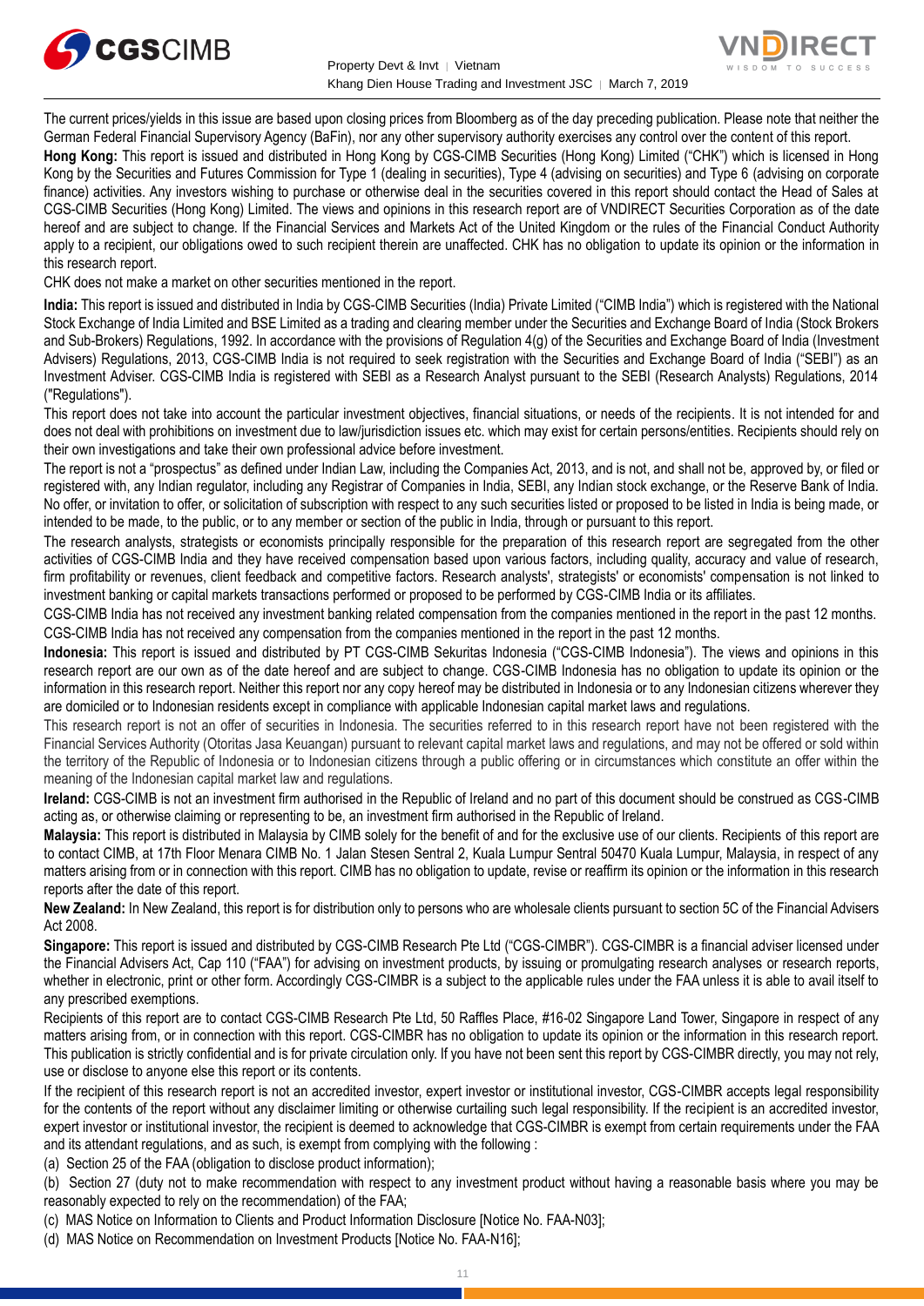The current prices/yields in this issue are based upon closing prices from Bloomberg as of the day preceding publication. Please note that neither the German Federal Financial Supervisory Agency (BaFin), nor any other supervisory authority exercises any control over the content of this report.

**Hong Kong:** This report is issued and distributed in Hong Kong by CGS-CIMB Securities (Hong Kong) Limited ("CHK") which is licensed in Hong Kong by the Securities and Futures Commission for Type 1 (dealing in securities), Type 4 (advising on securities) and Type 6 (advising on corporate finance) activities. Any investors wishing to purchase or otherwise deal in the securities covered in this report should contact the Head of Sales at CGS-CIMB Securities (Hong Kong) Limited. The views and opinions in this research report are of VNDIRECT Securities Corporation as of the date hereof and are subject to change. If the Financial Services and Markets Act of the United Kingdom or the rules of the Financial Conduct Authority apply to a recipient, our obligations owed to such recipient therein are unaffected. CHK has no obligation to update its opinion or the information in this research report.

CHK does not make a market on other securities mentioned in the report.

**India:** This report is issued and distributed in India by CGS-CIMB Securities (India) Private Limited ("CIMB India") which is registered with the National Stock Exchange of India Limited and BSE Limited as a trading and clearing member under the Securities and Exchange Board of India (Stock Brokers and Sub-Brokers) Regulations, 1992. In accordance with the provisions of Regulation 4(g) of the Securities and Exchange Board of India (Investment Advisers) Regulations, 2013, CGS-CIMB India is not required to seek registration with the Securities and Exchange Board of India ("SEBI") as an Investment Adviser. CGS-CIMB India is registered with SEBI as a Research Analyst pursuant to the SEBI (Research Analysts) Regulations, 2014 ("Regulations").

This report does not take into account the particular investment objectives, financial situations, or needs of the recipients. It is not intended for and does not deal with prohibitions on investment due to law/jurisdiction issues etc. which may exist for certain persons/entities. Recipients should rely on their own investigations and take their own professional advice before investment.

The report is not a "prospectus" as defined under Indian Law, including the Companies Act, 2013, and is not, and shall not be, approved by, or filed or registered with, any Indian regulator, including any Registrar of Companies in India, SEBI, any Indian stock exchange, or the Reserve Bank of India. No offer, or invitation to offer, or solicitation of subscription with respect to any such securities listed or proposed to be listed in India is being made, or intended to be made, to the public, or to any member or section of the public in India, through or pursuant to this report.

The research analysts, strategists or economists principally responsible for the preparation of this research report are segregated from the other activities of CGS-CIMB India and they have received compensation based upon various factors, including quality, accuracy and value of research, firm profitability or revenues, client feedback and competitive factors. Research analysts', strategists' or economists' compensation is not linked to investment banking or capital markets transactions performed or proposed to be performed by CGS-CIMB India or its affiliates.

CGS-CIMB India has not received any investment banking related compensation from the companies mentioned in the report in the past 12 months. CGS-CIMB India has not received any compensation from the companies mentioned in the report in the past 12 months.

**Indonesia:** This report is issued and distributed by PT CGS-CIMB Sekuritas Indonesia ("CGS-CIMB Indonesia"). The views and opinions in this research report are our own as of the date hereof and are subject to change. CGS-CIMB Indonesia has no obligation to update its opinion or the information in this research report. Neither this report nor any copy hereof may be distributed in Indonesia or to any Indonesian citizens wherever they are domiciled or to Indonesian residents except in compliance with applicable Indonesian capital market laws and regulations.

This research report is not an offer of securities in Indonesia. The securities referred to in this research report have not been registered with the Financial Services Authority (Otoritas Jasa Keuangan) pursuant to relevant capital market laws and regulations, and may not be offered or sold within the territory of the Republic of Indonesia or to Indonesian citizens through a public offering or in circumstances which constitute an offer within the meaning of the Indonesian capital market law and regulations.

**Ireland:** CGS-CIMB is not an investment firm authorised in the Republic of Ireland and no part of this document should be construed as CGS-CIMB acting as, or otherwise claiming or representing to be, an investment firm authorised in the Republic of Ireland.

**Malaysia:** This report is distributed in Malaysia by CIMB solely for the benefit of and for the exclusive use of our clients. Recipients of this report are to contact CIMB, at 17th Floor Menara CIMB No. 1 Jalan Stesen Sentral 2, Kuala Lumpur Sentral 50470 Kuala Lumpur, Malaysia, in respect of any matters arising from or in connection with this report. CIMB has no obligation to update, revise or reaffirm its opinion or the information in this research reports after the date of this report.

**New Zealand:** In New Zealand, this report is for distribution only to persons who are wholesale clients pursuant to section 5C of the Financial Advisers Act 2008.

**Singapore:** This report is issued and distributed by CGS-CIMB Research Pte Ltd ("CGS-CIMBR"). CGS-CIMBR is a financial adviser licensed under the Financial Advisers Act, Cap 110 ("FAA") for advising on investment products, by issuing or promulgating research analyses or research reports, whether in electronic, print or other form. Accordingly CGS-CIMBR is a subject to the applicable rules under the FAA unless it is able to avail itself to any prescribed exemptions.

Recipients of this report are to contact CGS-CIMB Research Pte Ltd, 50 Raffles Place, #16-02 Singapore Land Tower, Singapore in respect of any matters arising from, or in connection with this report. CGS-CIMBR has no obligation to update its opinion or the information in this research report. This publication is strictly confidential and is for private circulation only. If you have not been sent this report by CGS-CIMBR directly, you may not rely, use or disclose to anyone else this report or its contents.

If the recipient of this research report is not an accredited investor, expert investor or institutional investor, CGS-CIMBR accepts legal responsibility for the contents of the report without any disclaimer limiting or otherwise curtailing such legal responsibility. If the recipient is an accredited investor, expert investor or institutional investor, the recipient is deemed to acknowledge that CGS-CIMBR is exempt from certain requirements under the FAA and its attendant regulations, and as such, is exempt from complying with the following :

(a) Section 25 of the FAA (obligation to disclose product information);

(b) Section 27 (duty not to make recommendation with respect to any investment product without having a reasonable basis where you may be reasonably expected to rely on the recommendation) of the FAA;

(c) MAS Notice on Information to Clients and Product Information Disclosure [Notice No. FAA-N03];

(d) MAS Notice on Recommendation on Investment Products [Notice No. FAA-N16];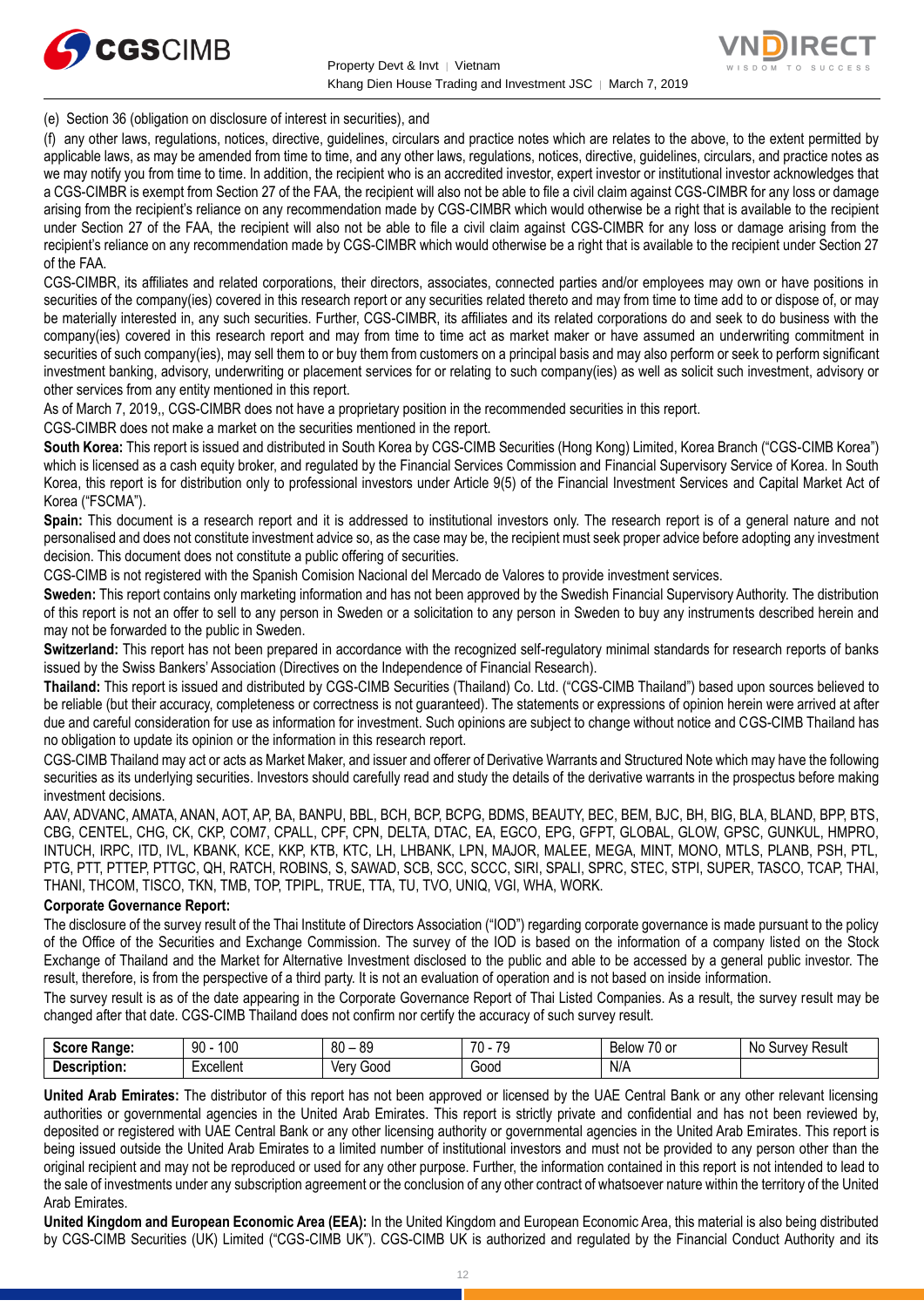(e) Section 36 (obligation on disclosure of interest in securities), and

(f) any other laws, regulations, notices, directive, guidelines, circulars and practice notes which are relates to the above, to the extent permitted by applicable laws, as may be amended from time to time, and any other laws, regulations, notices, directive, guidelines, circulars, and practice notes as we may notify you from time to time. In addition, the recipient who is an accredited investor, expert investor or institutional investor acknowledges that a CGS-CIMBR is exempt from Section 27 of the FAA, the recipient will also not be able to file a civil claim against CGS-CIMBR for any loss or damage arising from the recipient's reliance on any recommendation made by CGS-CIMBR which would otherwise be a right that is available to the recipient under Section 27 of the FAA, the recipient will also not be able to file a civil claim against CGS-CIMBR for any loss or damage arising from the recipient's reliance on any recommendation made by CGS-CIMBR which would otherwise be a right that is available to the recipient under Section 27 of the FAA.

CGS-CIMBR, its affiliates and related corporations, their directors, associates, connected parties and/or employees may own or have positions in securities of the company(ies) covered in this research report or any securities related thereto and may from time to time add to or dispose of, or may be materially interested in, any such securities. Further, CGS-CIMBR, its affiliates and its related corporations do and seek to do business with the company(ies) covered in this research report and may from time to time act as market maker or have assumed an underwriting commitment in securities of such company(ies), may sell them to or buy them from customers on a principal basis and may also perform or seek to perform significant investment banking, advisory, underwriting or placement services for or relating to such company(ies) as well as solicit such investment, advisory or other services from any entity mentioned in this report.

As of March 7, 2019,, CGS-CIMBR does not have a proprietary position in the recommended securities in this report.

CGS-CIMBR does not make a market on the securities mentioned in the report.

**South Korea:** This report is issued and distributed in South Korea by CGS-CIMB Securities (Hong Kong) Limited, Korea Branch ("CGS-CIMB Korea") which is licensed as a cash equity broker, and regulated by the Financial Services Commission and Financial Supervisory Service of Korea. In South Korea, this report is for distribution only to professional investors under Article 9(5) of the Financial Investment Services and Capital Market Act of Korea ("FSCMA").

**Spain:** This document is a research report and it is addressed to institutional investors only. The research report is of a general nature and not personalised and does not constitute investment advice so, as the case may be, the recipient must seek proper advice before adopting any investment decision. This document does not constitute a public offering of securities.

CGS-CIMB is not registered with the Spanish Comision Nacional del Mercado de Valores to provide investment services.

**Sweden:** This report contains only marketing information and has not been approved by the Swedish Financial Supervisory Authority. The distribution of this report is not an offer to sell to any person in Sweden or a solicitation to any person in Sweden to buy any instruments described herein and may not be forwarded to the public in Sweden.

**Switzerland:** This report has not been prepared in accordance with the recognized self-regulatory minimal standards for research reports of banks issued by the Swiss Bankers' Association (Directives on the Independence of Financial Research).

**Thailand:** This report is issued and distributed by CGS-CIMB Securities (Thailand) Co. Ltd. ("CGS-CIMB Thailand") based upon sources believed to be reliable (but their accuracy, completeness or correctness is not guaranteed). The statements or expressions of opinion herein were arrived at after due and careful consideration for use as information for investment. Such opinions are subject to change without notice and CGS-CIMB Thailand has no obligation to update its opinion or the information in this research report.

CGS-CIMB Thailand may act or acts as Market Maker, and issuer and offerer of Derivative Warrants and Structured Note which may have the following securities as its underlying securities. Investors should carefully read and study the details of the derivative warrants in the prospectus before making investment decisions.

AAV, ADVANC, AMATA, ANAN, AOT, AP, BA, BANPU, BBL, BCH, BCP, BCPG, BDMS, BEAUTY, BEC, BEM, BJC, BH, BIG, BLA, BLAND, BPP, BTS, CBG, CENTEL, CHG, CK, CKP, COM7, CPALL, CPF, CPN, DELTA, DTAC, EA, EGCO, EPG, GFPT, GLOBAL, GLOW, GPSC, GUNKUL, HMPRO, INTUCH, IRPC, ITD, IVL, KBANK, KCE, KKP, KTB, KTC, LH, LHBANK, LPN, MAJOR, MALEE, MEGA, MINT, MONO, MTLS, PLANB, PSH, PTL, PTG, PTT, PTTEP, PTTGC, QH, RATCH, ROBINS, S, SAWAD, SCB, SCC, SCCC, SIRI, SPALI, SPRC, STEC, STPI, SUPER, TASCO, TCAP, THAI, THANI, THCOM, TISCO, TKN, TMB, TOP, TPIPL, TRUE, TTA, TU, TVO, UNIQ, VGI, WHA, WORK.

**Corporate Governance Report:**

The disclosure of the survey result of the Thai Institute of Directors Association ("IOD") regarding corporate governance is made pursuant to the policy of the Office of the Securities and Exchange Commission. The survey of the IOD is based on the information of a company listed on the Stock Exchange of Thailand and the Market for Alternative Investment disclosed to the public and able to be accessed by a general public investor. The result, therefore, is from the perspective of a third party. It is not an evaluation of operation and is not based on inside information.

The survey result is as of the date appearing in the Corporate Governance Report of Thai Listed Companies. As a result, the survey result may be changed after that date. CGS-CIMB Thailand does not confirm nor certify the accuracy of such survey result.

| **Score Range:** | 90 - 100 | 80 – 89 | 70 - 79 | Below 70 or | No Survey Result |
|---|---|---|---|---|---|
| **Description:** | Excellent | Very Good | Good | N/A | |

**United Arab Emirates:** The distributor of this report has not been approved or licensed by the UAE Central Bank or any other relevant licensing authorities or governmental agencies in the United Arab Emirates. This report is strictly private and confidential and has not been reviewed by, deposited or registered with UAE Central Bank or any other licensing authority or governmental agencies in the United Arab Emirates. This report is being issued outside the United Arab Emirates to a limited number of institutional investors and must not be provided to any person other than the original recipient and may not be reproduced or used for any other purpose. Further, the information contained in this report is not intended to lead to the sale of investments under any subscription agreement or the conclusion of any other contract of whatsoever nature within the territory of the United Arab Emirates.

**United Kingdom and European Economic Area (EEA):** In the United Kingdom and European Economic Area, this material is also being distributed by CGS-CIMB Securities (UK) Limited ("CGS-CIMB UK"). CGS-CIMB UK is authorized and regulated by the Financial Conduct Authority and its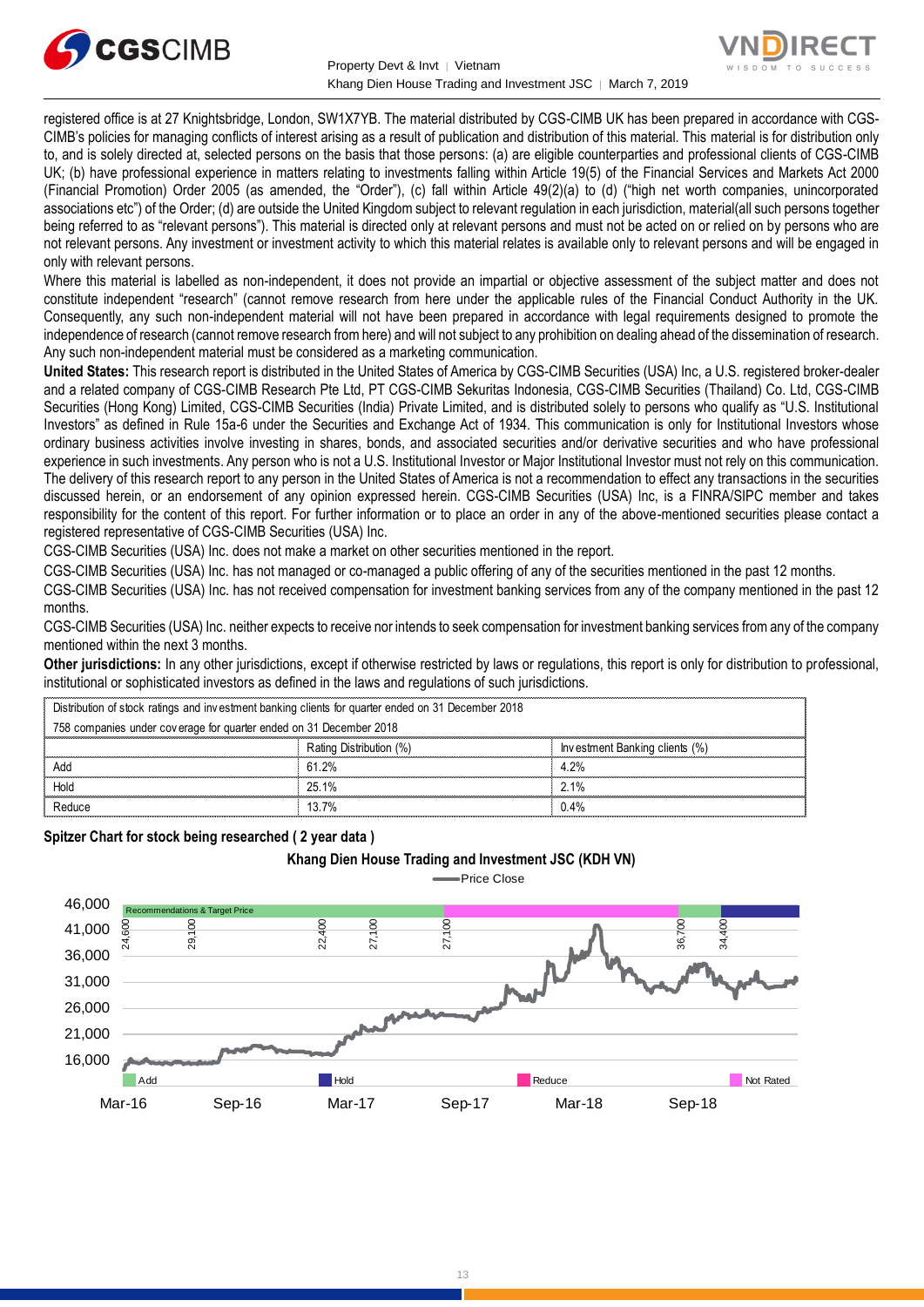registered office is at 27 Knightsbridge, London, SW1X7YB. The material distributed by CGS-CIMB UK has been prepared in accordance with CGS-CIMB's policies for managing conflicts of interest arising as a result of publication and distribution of this material. This material is for distribution only to, and is solely directed at, selected persons on the basis that those persons: (a) are eligible counterparties and professional clients of CGS-CIMB UK; (b) have professional experience in matters relating to investments falling within Article 19(5) of the Financial Services and Markets Act 2000 (Financial Promotion) Order 2005 (as amended, the "Order"), (c) fall within Article 49(2)(a) to (d) ("high net worth companies, unincorporated associations etc") of the Order; (d) are outside the United Kingdom subject to relevant regulation in each jurisdiction, material(all such persons together being referred to as "relevant persons"). This material is directed only at relevant persons and must not be acted on or relied on by persons who are not relevant persons. Any investment or investment activity to which this material relates is available only to relevant persons and will be engaged in only with relevant persons.

Where this material is labelled as non-independent, it does not provide an impartial or objective assessment of the subject matter and does not constitute independent "research" (cannot remove research from here under the applicable rules of the Financial Conduct Authority in the UK. Consequently, any such non-independent material will not have been prepared in accordance with legal requirements designed to promote the independence of research (cannot remove research from here) and will not subject to any prohibition on dealing ahead of the dissemination of research. Any such non-independent material must be considered as a marketing communication.

**United States:** This research report is distributed in the United States of America by CGS-CIMB Securities (USA) Inc, a U.S. registered broker-dealer and a related company of CGS-CIMB Research Pte Ltd, PT CGS-CIMB Sekuritas Indonesia, CGS-CIMB Securities (Thailand) Co. Ltd, CGS-CIMB Securities (Hong Kong) Limited, CGS-CIMB Securities (India) Private Limited, and is distributed solely to persons who qualify as "U.S. Institutional Investors" as defined in Rule 15a-6 under the Securities and Exchange Act of 1934. This communication is only for Institutional Investors whose ordinary business activities involve investing in shares, bonds, and associated securities and/or derivative securities and who have professional experience in such investments. Any person who is not a U.S. Institutional Investor or Major Institutional Investor must not rely on this communication. The delivery of this research report to any person in the United States of America is not a recommendation to effect any transactions in the securities discussed herein, or an endorsement of any opinion expressed herein. CGS-CIMB Securities (USA) Inc, is a FINRA/SIPC member and takes responsibility for the content of this report. For further information or to place an order in any of the above-mentioned securities please contact a registered representative of CGS-CIMB Securities (USA) Inc.

CGS-CIMB Securities (USA) Inc. does not make a market on other securities mentioned in the report.

CGS-CIMB Securities (USA) Inc. has not managed or co-managed a public offering of any of the securities mentioned in the past 12 months.

CGS-CIMB Securities (USA) Inc. has not received compensation for investment banking services from any of the company mentioned in the past 12 months.

CGS-CIMB Securities (USA) Inc. neither expects to receive nor intends to seek compensation for investment banking services from any of the company mentioned within the next 3 months.

**Other jurisdictions:** In any other jurisdictions, except if otherwise restricted by laws or regulations, this report is only for distribution to professional, institutional or sophisticated investors as defined in the laws and regulations of such jurisdictions.

| Distribution of stock ratings and investment banking clients for quarter ended on 31 December 2018 | | |
|---|---|---|
| 758 companies under coverage for quarter ended on 31 December 2018 | | |
| | Rating Distribution (%) | Investment Banking clients (%) |
| Add | 61.2% | 4.2% |
| Hold | 25.1% | 2.1% |
| Reduce | 13.7% | 0.4% |

**Spitzer Chart for stock being researched ( 2 year data )**

**Khang Dien House Trading and Investment JSC (KDH VN)**

Price Close

Recommendations & Target Price: 24,600; 29,100; 22,400; 27,100; 27,100; 36,700; 34,400

Add | Hold | Reduce | Not Rated

Mar-16 | Sep-16 | Mar-17 | Sep-17 | Mar-18 | Sep-18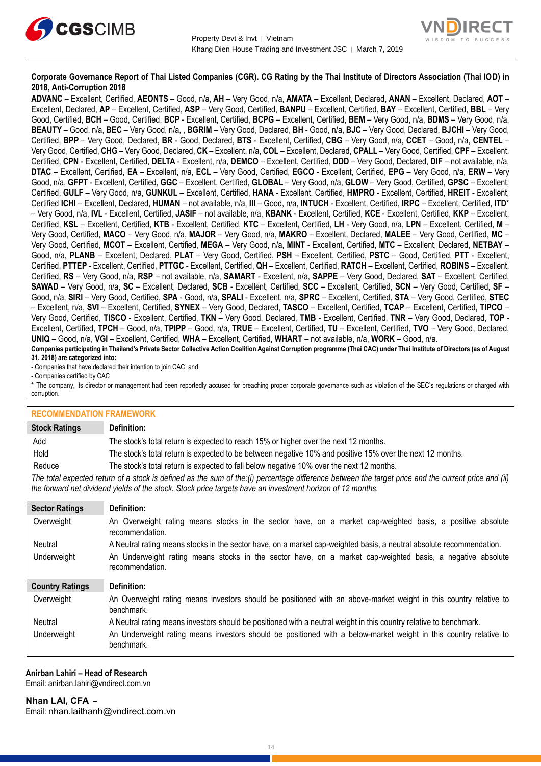**Corporate Governance Report of Thai Listed Companies (CGR). CG Rating by the Thai Institute of Directors Association (Thai IOD) in 2018, Anti-Corruption 2018**

**ADVANC** – Excellent, Certified, **AEONTS** – Good, n/a, **AH** – Very Good, n/a, **AMATA** – Excellent, Declared, **ANAN** – Excellent, Declared, **AOT** – Excellent, Declared, **AP** – Excellent, Certified, **ASP** – Very Good, Certified, **BANPU** – Excellent, Certified, **BAY** – Excellent, Certified, **BBL** – Very Good, Certified, **BCH** – Good, Certified, **BCP** - Excellent, Certified, **BCPG** – Excellent, Certified, **BEM** – Very Good, n/a, **BDMS** – Very Good, n/a, **BEAUTY** – Good, n/a, **BEC** – Very Good, n/a, , **BGRIM** – Very Good, Declared, **BH** - Good, n/a, **BJC** – Very Good, Declared, **BJCHI** – Very Good, Certified, **BPP** – Very Good, Declared, **BR** - Good, Declared, **BTS** - Excellent, Certified, **CBG** – Very Good, n/a, **CCET** – Good, n/a, **CENTEL** – Very Good, Certified, **CHG** – Very Good, Declared, **CK** – Excellent, n/a, **COL** – Excellent, Declared, **CPALL** – Very Good, Certified, **CPF** – Excellent, Certified, **CPN** - Excellent, Certified, **DELTA** - Excellent, n/a, **DEMCO** – Excellent, Certified, **DDD** – Very Good, Declared, **DIF** – not available, n/a, **DTAC** – Excellent, Certified, **EA** – Excellent, n/a, **ECL** – Very Good, Certified, **EGCO** - Excellent, Certified, **EPG** – Very Good, n/a, **ERW** – Very Good, n/a, **GFPT** - Excellent, Certified, **GGC** – Excellent, Certified, **GLOBAL** – Very Good, n/a, **GLOW** – Very Good, Certified, **GPSC** – Excellent, Certified, **GULF** – Very Good, n/a, **GUNKUL** – Excellent, Certified, **HANA** - Excellent, Certified, **HMPRO** - Excellent, Certified, **HREIT** - Excellent, Certified **ICHI** – Excellent, Declared, **HUMAN** – not available, n/a, **III** – Good, n/a, **INTUCH** - Excellent, Certified, **IRPC** – Excellent, Certified, **ITD**\* – Very Good, n/a, **IVL** - Excellent, Certified, **JASIF** – not available, n/a, **KBANK** - Excellent, Certified, **KCE** - Excellent, Certified, **KKP** – Excellent, Certified, **KSL** – Excellent, Certified, **KTB** - Excellent, Certified, **KTC** – Excellent, Certified, **LH** - Very Good, n/a, **LPN** – Excellent, Certified, **M** – Very Good, Certified, **MACO** – Very Good, n/a, **MAJOR** – Very Good, n/a, **MAKRO** – Excellent, Declared, **MALEE** – Very Good, Certified, **MC** – Very Good, Certified, **MCOT** – Excellent, Certified, **MEGA** – Very Good, n/a, **MINT** - Excellent, Certified, **MTC** – Excellent, Declared, **NETBAY** – Good, n/a, **PLANB** – Excellent, Declared, **PLAT** – Very Good, Certified, **PSH** – Excellent, Certified, **PSTC** – Good, Certified, **PTT** - Excellent, Certified, **PTTEP** - Excellent, Certified, **PTTGC** - Excellent, Certified, **QH** – Excellent, Certified, **RATCH** – Excellent, Certified, **ROBINS** – Excellent, Certified, **RS** – Very Good, n/a, **RSP** – not available, n/a, **SAMART** - Excellent, n/a, **SAPPE** – Very Good, Declared, **SAT** – Excellent, Certified, **SAWAD** – Very Good, n/a, **SC** – Excellent, Declared, **SCB** - Excellent, Certified, **SCC** – Excellent, Certified, **SCN** – Very Good, Certified, **SF** – Good, n/a, **SIRI** – Very Good, Certified, **SPA** - Good, n/a, **SPALI** - Excellent, n/a, **SPRC** – Excellent, Certified, **STA** – Very Good, Certified, **STEC** – Excellent, n/a, **SVI** – Excellent, Certified, **SYNEX** – Very Good, Declared, **TASCO** – Excellent, Certified, **TCAP** – Excellent, Certified, **TIPCO** – Very Good, Certified, **TISCO** - Excellent, Certified, **TKN** – Very Good, Declared, **TMB** - Excellent, Certified, **TNR** – Very Good, Declared, **TOP** - Excellent, Certified, **TPCH** – Good, n/a, **TPIPP** – Good, n/a, **TRUE** – Excellent, Certified, **TU** – Excellent, Certified, **TVO** – Very Good, Declared, **UNIQ** – Good, n/a, **VGI** – Excellent, Certified, **WHA** – Excellent, Certified, **WHART** – not available, n/a, **WORK** – Good, n/a.

**Companies participating in Thailand's Private Sector Collective Action Coalition Against Corruption programme (Thai CAC) under Thai Institute of Directors (as of August 31, 2018) are categorized into:**

- Companies that have declared their intention to join CAC, and
- Companies certified by CAC

\* The company, its director or management had been reportedly accused for breaching proper corporate governance such as violation of the SEC's regulations or charged with corruption.

## RECOMMENDATION FRAMEWORK

| Stock Ratings | Definition: |
|---|---|
| Add | The stock's total return is expected to reach 15% or higher over the next 12 months. |
| Hold | The stock's total return is expected to be between negative 10% and positive 15% over the next 12 months. |
| Reduce | The stock's total return is expected to fall below negative 10% over the next 12 months. |

*The total expected return of a stock is defined as the sum of the:(i) percentage difference between the target price and the current price and (ii) the forward net dividend yields of the stock. Stock price targets have an investment horizon of 12 months.*

| Sector Ratings | Definition: |
|---|---|
| Overweight | An Overweight rating means stocks in the sector have, on a market cap-weighted basis, a positive absolute recommendation. |
| Neutral | A Neutral rating means stocks in the sector have, on a market cap-weighted basis, a neutral absolute recommendation. |
| Underweight | An Underweight rating means stocks in the sector have, on a market cap-weighted basis, a negative absolute recommendation. |

| Country Ratings | Definition: |
|---|---|
| Overweight | An Overweight rating means investors should be positioned with an above-market weight in this country relative to benchmark. |
| Neutral | A Neutral rating means investors should be positioned with a neutral weight in this country relative to benchmark. |
| Underweight | An Underweight rating means investors should be positioned with a below-market weight in this country relative to benchmark. |

**Anirban Lahiri – Head of Research**
Email: anirban.lahiri@vndirect.com.vn

**Nhan LAI, CFA –**
Email: nhan.laithanh@vndirect.com.vn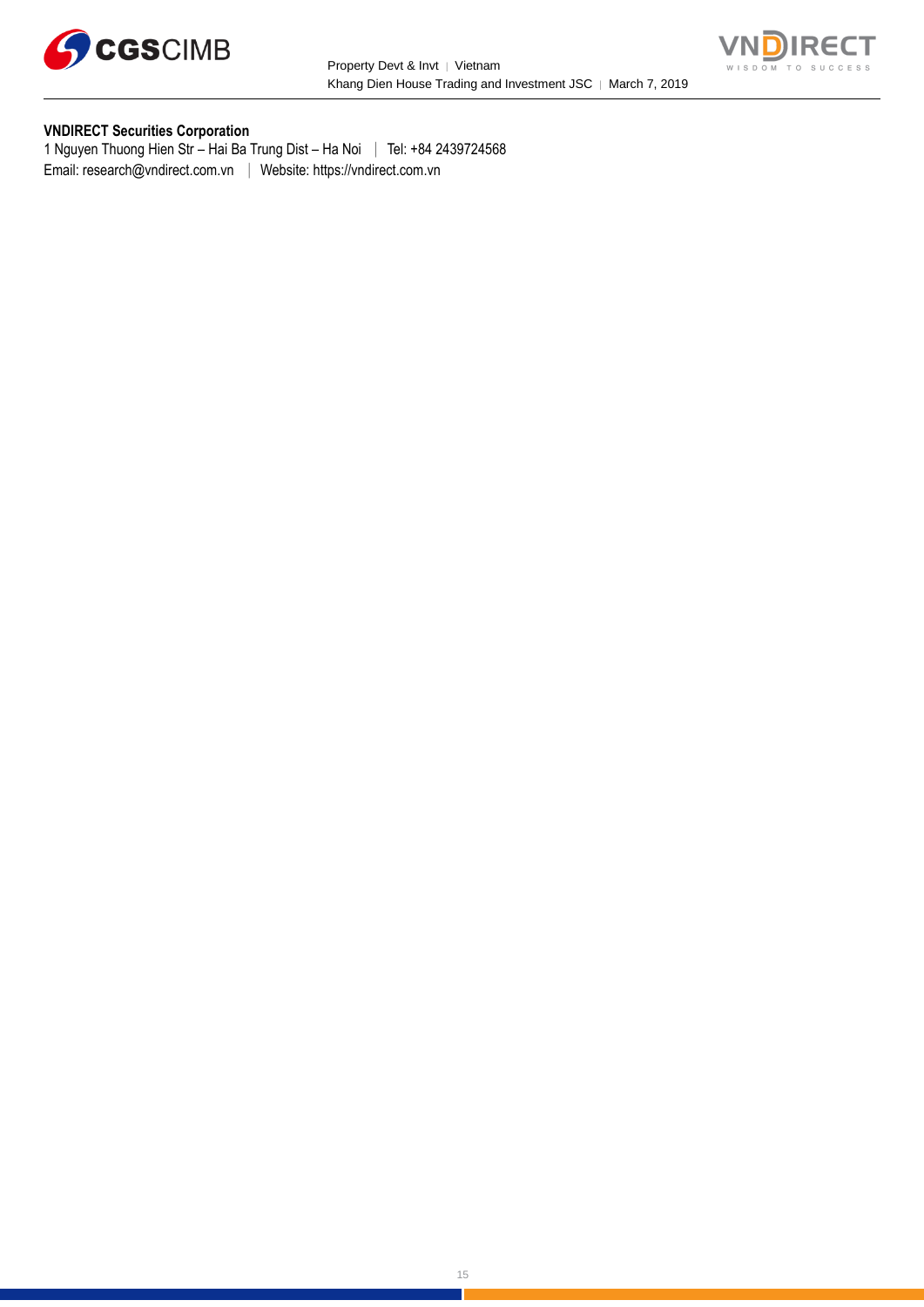**VNDIRECT Securities Corporation**

1 Nguyen Thuong Hien Str – Hai Ba Trung Dist – Ha Noi | Tel: +84 2439724568

Email: research@vndirect.com.vn | Website: https://vndirect.com.vn